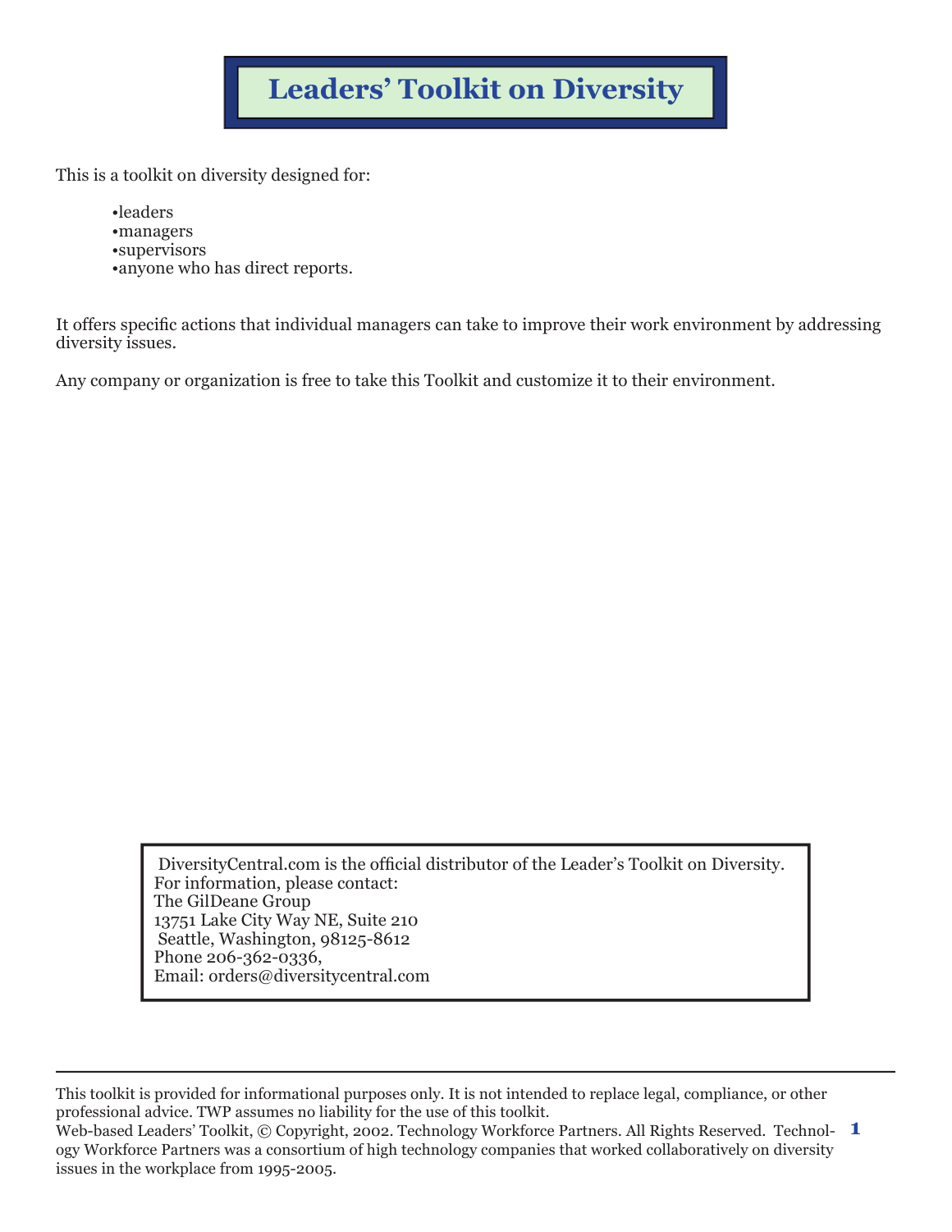# Leaders' Toolkit on Diversity

This is a toolkit on diversity designed for:

- leaders
- managers
- supervisors
- anyone who has direct reports.

It offers specific actions that individual managers can take to improve their work environment by addressing diversity issues.

Any company or organization is free to take this Toolkit and customize it to their environment.

DiversityCentral.com is the official distributor of the Leader's Toolkit on Diversity.
For information, please contact:
The GilDeane Group
13751 Lake City Way NE, Suite 210
Seattle, Washington, 98125-8612
Phone 206-362-0336,
Email: orders@diversitycentral.com

---

This toolkit is provided for informational purposes only. It is not intended to replace legal, compliance, or other professional advice. TWP assumes no liability for the use of this toolkit.
Web-based Leaders' Toolkit, © Copyright, 2002. Technology Workforce Partners. All Rights Reserved. Technology Workforce Partners was a consortium of high technology companies that worked collaboratively on diversity issues in the workplace from 1995-2005.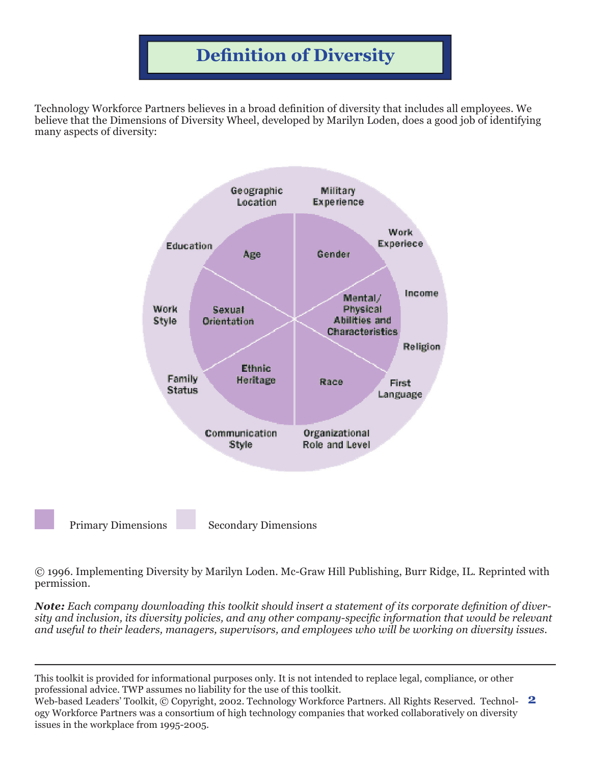# Definition of Diversity

Technology Workforce Partners believes in a broad definition of diversity that includes all employees. We believe that the Dimensions of Diversity Wheel, developed by Marilyn Loden, does a good job of identifying many aspects of diversity:

Geographic Location
Military Experience
Work Experiece
Income
Religion
First Language
Organizational Role and Level
Communication Style
Family Status
Work Style
Education

Age
Gender
Mental/ Physical Abilities and Characteristics
Race
Ethnic Heritage
Sexual Orientation

Primary Dimensions
Secondary Dimensions

© 1996. Implementing Diversity by Marilyn Loden. Mc-Graw Hill Publishing, Burr Ridge, IL. Reprinted with permission.

***Note:*** *Each company downloading this toolkit should insert a statement of its corporate definition of diversity and inclusion, its diversity policies, and any other company-specific information that would be relevant and useful to their leaders, managers, supervisors, and employees who will be working on diversity issues.*

This toolkit is provided for informational purposes only. It is not intended to replace legal, compliance, or other professional advice. TWP assumes no liability for the use of this toolkit.

Web-based Leaders' Toolkit, © Copyright, 2002. Technology Workforce Partners. All Rights Reserved. Technology Workforce Partners was a consortium of high technology companies that worked collaboratively on diversity issues in the workplace from 1995-2005.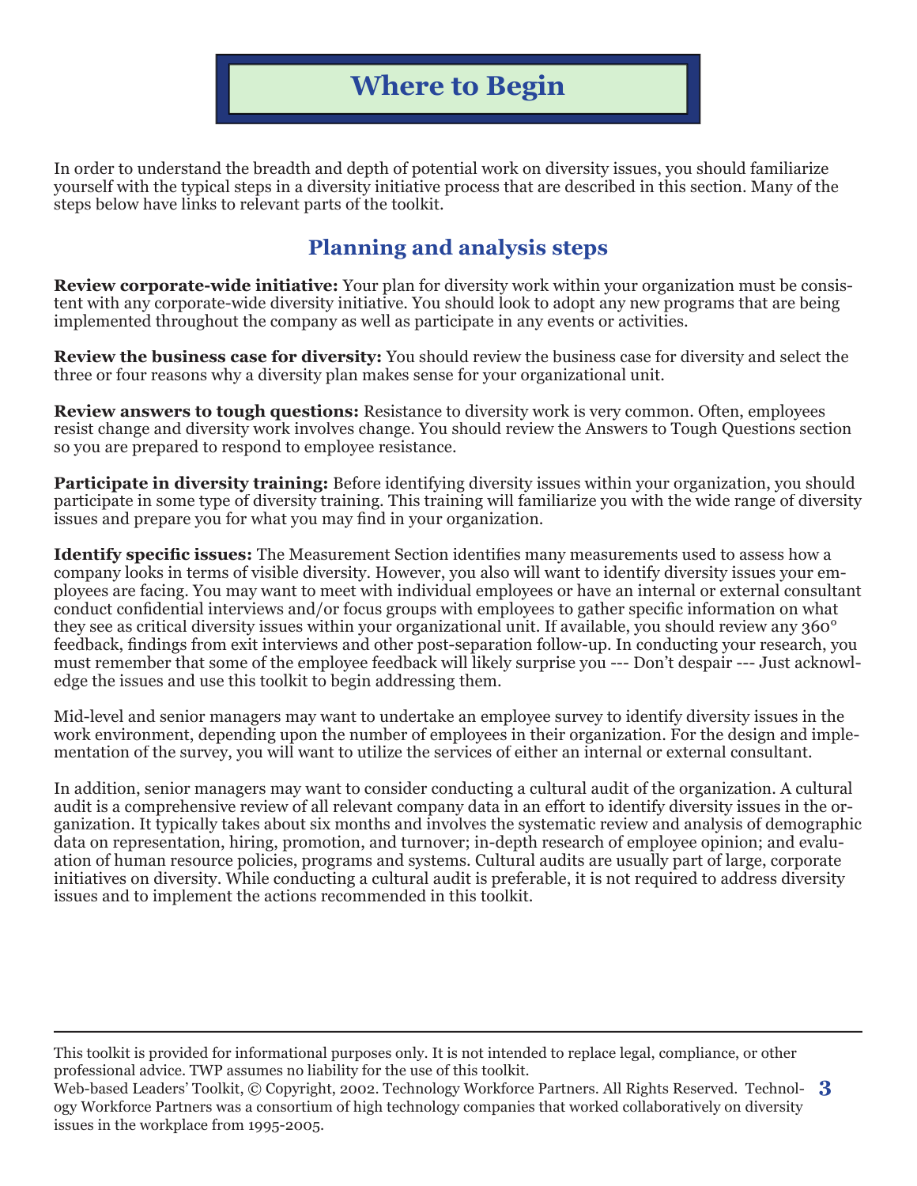# Where to Begin

In order to understand the breadth and depth of potential work on diversity issues, you should familiarize yourself with the typical steps in a diversity initiative process that are described in this section. Many of the steps below have links to relevant parts of the toolkit.

## Planning and analysis steps

**Review corporate-wide initiative:** Your plan for diversity work within your organization must be consistent with any corporate-wide diversity initiative. You should look to adopt any new programs that are being implemented throughout the company as well as participate in any events or activities.

**Review the business case for diversity:** You should review the business case for diversity and select the three or four reasons why a diversity plan makes sense for your organizational unit.

**Review answers to tough questions:** Resistance to diversity work is very common. Often, employees resist change and diversity work involves change. You should review the Answers to Tough Questions section so you are prepared to respond to employee resistance.

**Participate in diversity training:** Before identifying diversity issues within your organization, you should participate in some type of diversity training. This training will familiarize you with the wide range of diversity issues and prepare you for what you may find in your organization.

**Identify specific issues:** The Measurement Section identifies many measurements used to assess how a company looks in terms of visible diversity. However, you also will want to identify diversity issues your employees are facing. You may want to meet with individual employees or have an internal or external consultant conduct confidential interviews and/or focus groups with employees to gather specific information on what they see as critical diversity issues within your organizational unit. If available, you should review any 360° feedback, findings from exit interviews and other post-separation follow-up. In conducting your research, you must remember that some of the employee feedback will likely surprise you --- Don't despair --- Just acknowledge the issues and use this toolkit to begin addressing them.

Mid-level and senior managers may want to undertake an employee survey to identify diversity issues in the work environment, depending upon the number of employees in their organization. For the design and implementation of the survey, you will want to utilize the services of either an internal or external consultant.

In addition, senior managers may want to consider conducting a cultural audit of the organization. A cultural audit is a comprehensive review of all relevant company data in an effort to identify diversity issues in the organization. It typically takes about six months and involves the systematic review and analysis of demographic data on representation, hiring, promotion, and turnover; in-depth research of employee opinion; and evaluation of human resource policies, programs and systems. Cultural audits are usually part of large, corporate initiatives on diversity. While conducting a cultural audit is preferable, it is not required to address diversity issues and to implement the actions recommended in this toolkit.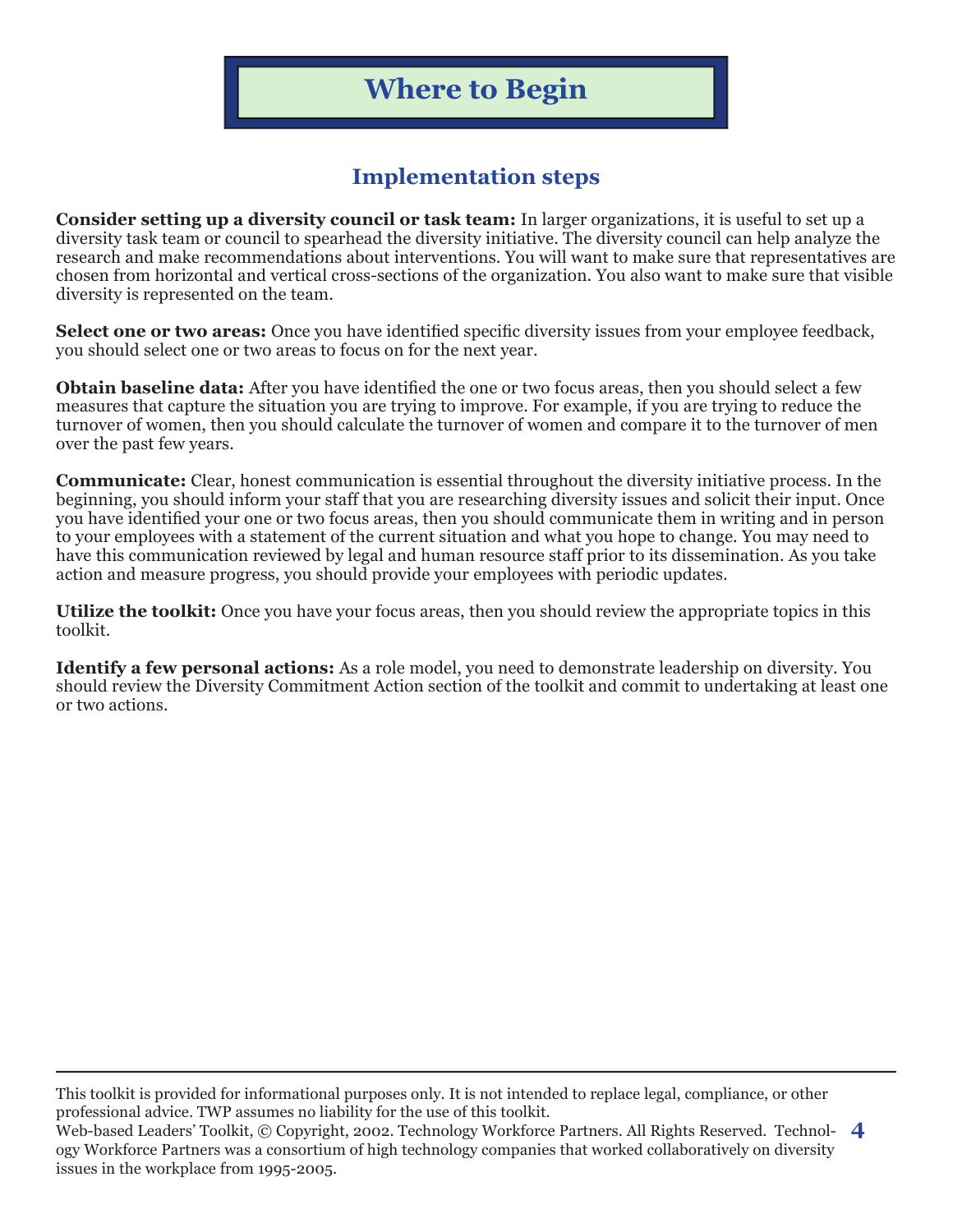# Where to Begin

## Implementation steps

**Consider setting up a diversity council or task team:** In larger organizations, it is useful to set up a diversity task team or council to spearhead the diversity initiative. The diversity council can help analyze the research and make recommendations about interventions. You will want to make sure that representatives are chosen from horizontal and vertical cross-sections of the organization. You also want to make sure that visible diversity is represented on the team.

**Select one or two areas:** Once you have identified specific diversity issues from your employee feedback, you should select one or two areas to focus on for the next year.

**Obtain baseline data:** After you have identified the one or two focus areas, then you should select a few measures that capture the situation you are trying to improve. For example, if you are trying to reduce the turnover of women, then you should calculate the turnover of women and compare it to the turnover of men over the past few years.

**Communicate:** Clear, honest communication is essential throughout the diversity initiative process. In the beginning, you should inform your staff that you are researching diversity issues and solicit their input. Once you have identified your one or two focus areas, then you should communicate them in writing and in person to your employees with a statement of the current situation and what you hope to change. You may need to have this communication reviewed by legal and human resource staff prior to its dissemination. As you take action and measure progress, you should provide your employees with periodic updates.

**Utilize the toolkit:** Once you have your focus areas, then you should review the appropriate topics in this toolkit.

**Identify a few personal actions:** As a role model, you need to demonstrate leadership on diversity. You should review the Diversity Commitment Action section of the toolkit and commit to undertaking at least one or two actions.

This toolkit is provided for informational purposes only. It is not intended to replace legal, compliance, or other professional advice. TWP assumes no liability for the use of this toolkit.
Web-based Leaders' Toolkit, © Copyright, 2002. Technology Workforce Partners. All Rights Reserved. Technology Workforce Partners was a consortium of high technology companies that worked collaboratively on diversity issues in the workplace from 1995-2005.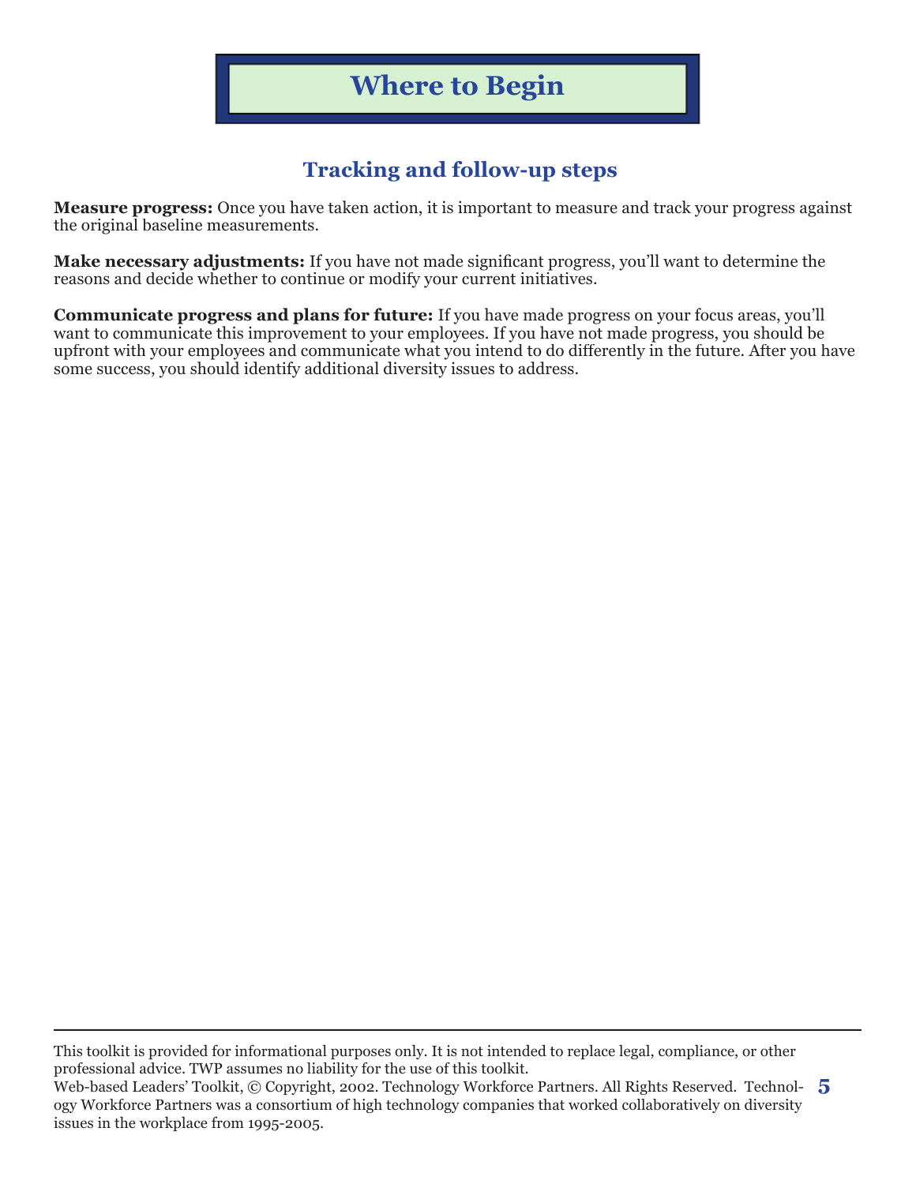# Where to Begin

## Tracking and follow-up steps

**Measure progress:** Once you have taken action, it is important to measure and track your progress against the original baseline measurements.

**Make necessary adjustments:** If you have not made significant progress, you'll want to determine the reasons and decide whether to continue or modify your current initiatives.

**Communicate progress and plans for future:** If you have made progress on your focus areas, you'll want to communicate this improvement to your employees. If you have not made progress, you should be upfront with your employees and communicate what you intend to do differently in the future. After you have some success, you should identify additional diversity issues to address.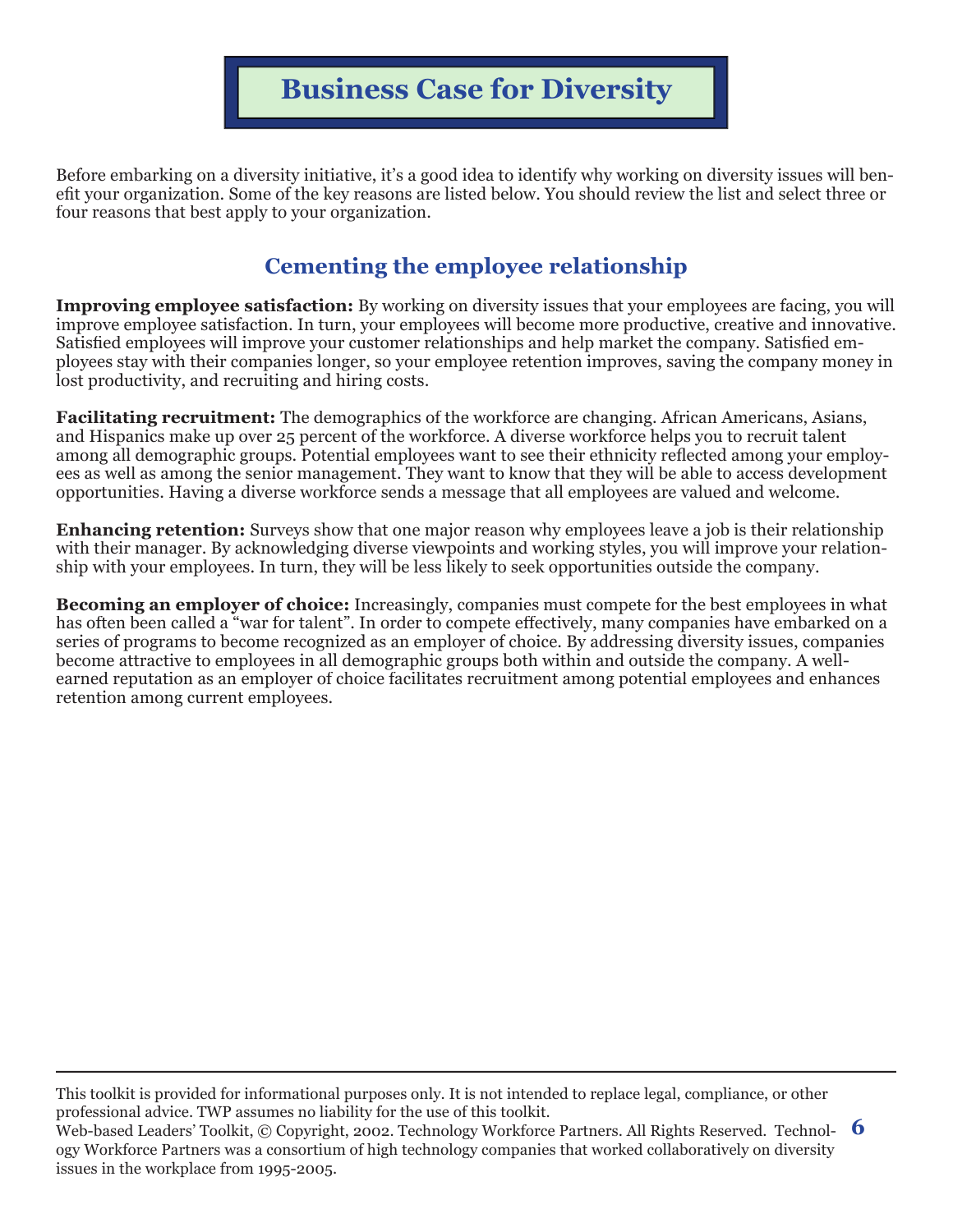# Business Case for Diversity

Before embarking on a diversity initiative, it's a good idea to identify why working on diversity issues will benefit your organization. Some of the key reasons are listed below. You should review the list and select three or four reasons that best apply to your organization.

## Cementing the employee relationship

**Improving employee satisfaction:** By working on diversity issues that your employees are facing, you will improve employee satisfaction. In turn, your employees will become more productive, creative and innovative. Satisfied employees will improve your customer relationships and help market the company. Satisfied employees stay with their companies longer, so your employee retention improves, saving the company money in lost productivity, and recruiting and hiring costs.

**Facilitating recruitment:** The demographics of the workforce are changing. African Americans, Asians, and Hispanics make up over 25 percent of the workforce. A diverse workforce helps you to recruit talent among all demographic groups. Potential employees want to see their ethnicity reflected among your employees as well as among the senior management. They want to know that they will be able to access development opportunities. Having a diverse workforce sends a message that all employees are valued and welcome.

**Enhancing retention:** Surveys show that one major reason why employees leave a job is their relationship with their manager. By acknowledging diverse viewpoints and working styles, you will improve your relationship with your employees. In turn, they will be less likely to seek opportunities outside the company.

**Becoming an employer of choice:** Increasingly, companies must compete for the best employees in what has often been called a "war for talent". In order to compete effectively, many companies have embarked on a series of programs to become recognized as an employer of choice. By addressing diversity issues, companies become attractive to employees in all demographic groups both within and outside the company. A well-earned reputation as an employer of choice facilitates recruitment among potential employees and enhances retention among current employees.

This toolkit is provided for informational purposes only. It is not intended to replace legal, compliance, or other professional advice. TWP assumes no liability for the use of this toolkit.
Web-based Leaders' Toolkit, © Copyright, 2002. Technology Workforce Partners. All Rights Reserved. Technology Workforce Partners was a consortium of high technology companies that worked collaboratively on diversity issues in the workplace from 1995-2005.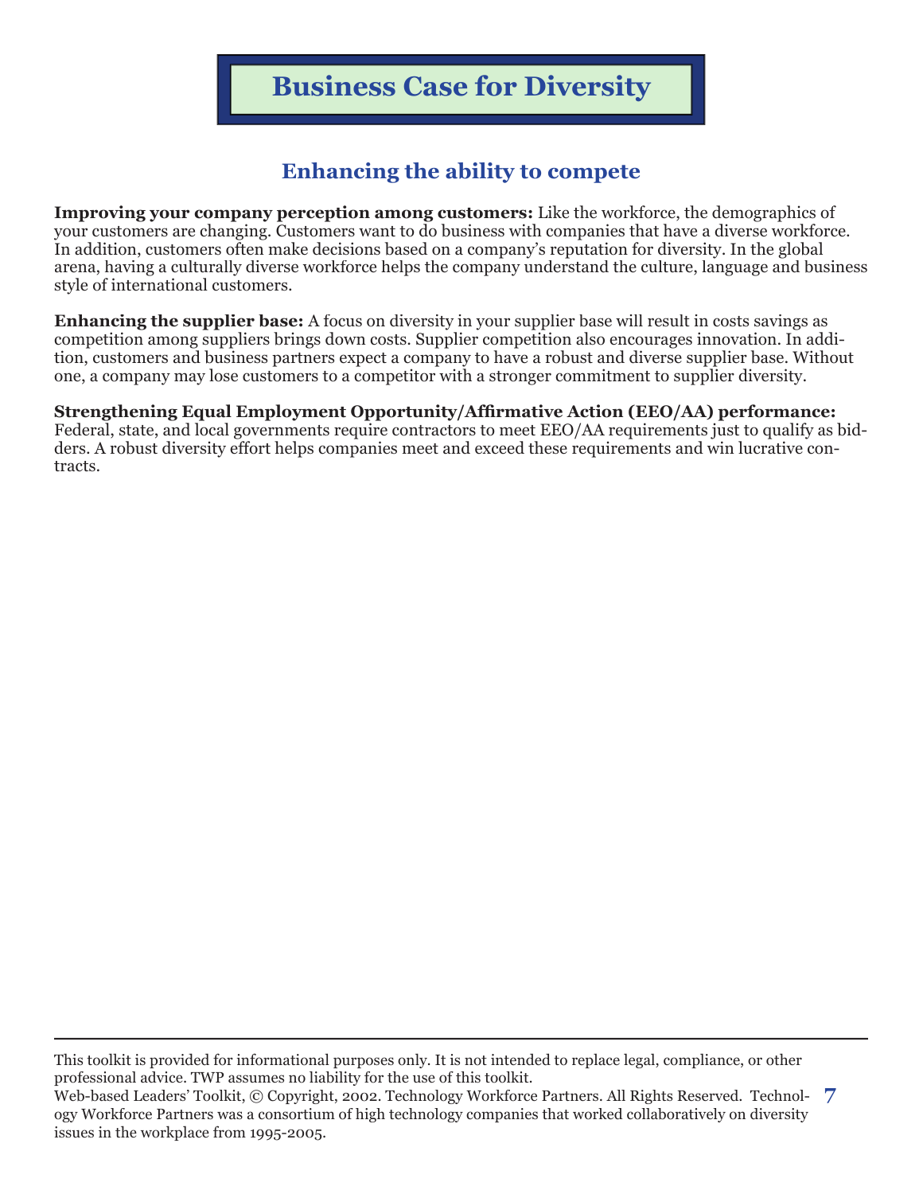# Business Case for Diversity

## Enhancing the ability to compete

**Improving your company perception among customers:** Like the workforce, the demographics of your customers are changing. Customers want to do business with companies that have a diverse workforce. In addition, customers often make decisions based on a company's reputation for diversity. In the global arena, having a culturally diverse workforce helps the company understand the culture, language and business style of international customers.

**Enhancing the supplier base:** A focus on diversity in your supplier base will result in costs savings as competition among suppliers brings down costs. Supplier competition also encourages innovation. In addition, customers and business partners expect a company to have a robust and diverse supplier base. Without one, a company may lose customers to a competitor with a stronger commitment to supplier diversity.

**Strengthening Equal Employment Opportunity/Affirmative Action (EEO/AA) performance:** Federal, state, and local governments require contractors to meet EEO/AA requirements just to qualify as bidders. A robust diversity effort helps companies meet and exceed these requirements and win lucrative contracts.

This toolkit is provided for informational purposes only. It is not intended to replace legal, compliance, or other professional advice. TWP assumes no liability for the use of this toolkit.

Web-based Leaders' Toolkit, © Copyright, 2002. Technology Workforce Partners. All Rights Reserved. Technology Workforce Partners was a consortium of high technology companies that worked collaboratively on diversity issues in the workplace from 1995-2005.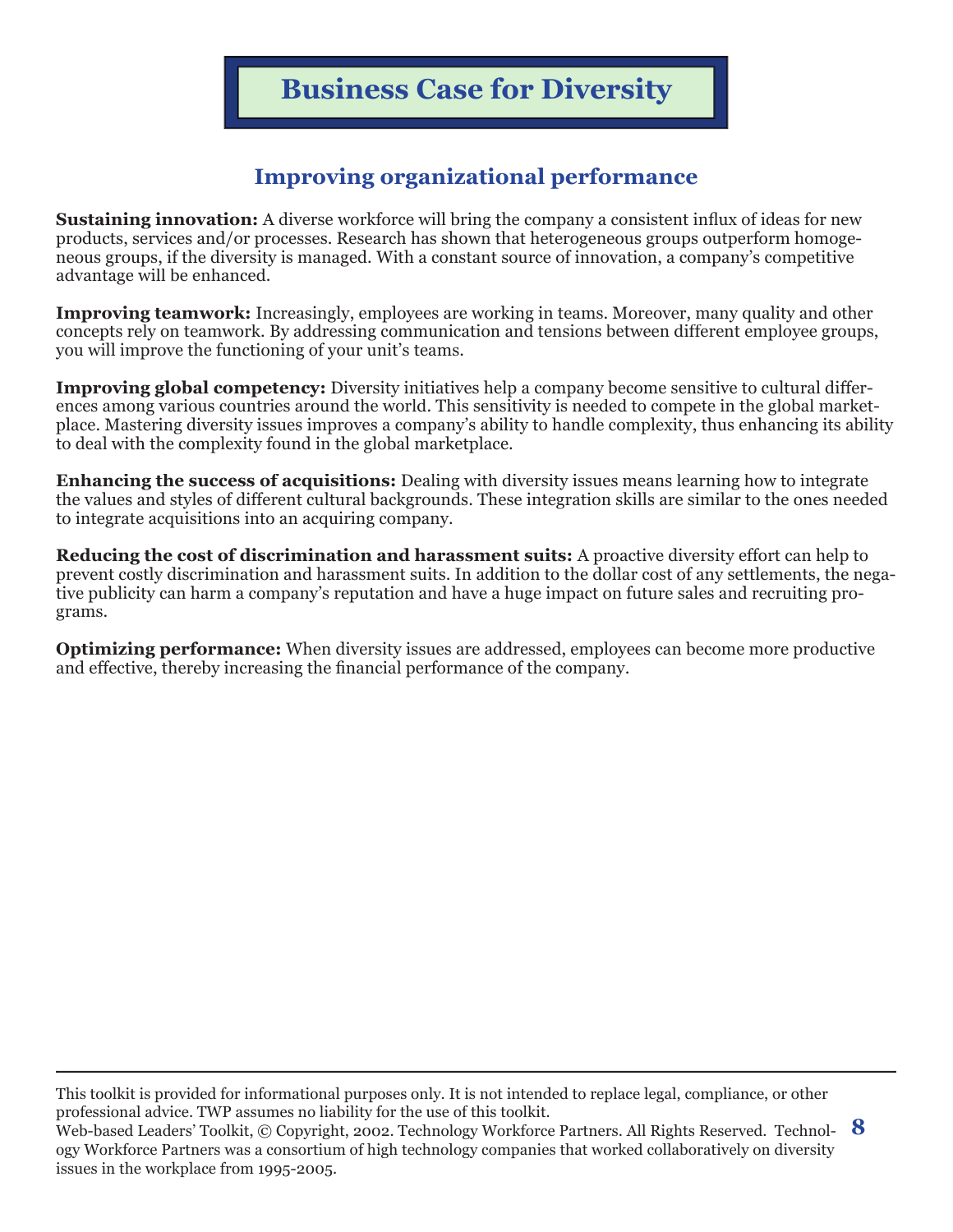# Business Case for Diversity

## Improving organizational performance

**Sustaining innovation:** A diverse workforce will bring the company a consistent influx of ideas for new products, services and/or processes. Research has shown that heterogeneous groups outperform homogeneous groups, if the diversity is managed. With a constant source of innovation, a company's competitive advantage will be enhanced.

**Improving teamwork:** Increasingly, employees are working in teams. Moreover, many quality and other concepts rely on teamwork. By addressing communication and tensions between different employee groups, you will improve the functioning of your unit's teams.

**Improving global competency:** Diversity initiatives help a company become sensitive to cultural differences among various countries around the world. This sensitivity is needed to compete in the global marketplace. Mastering diversity issues improves a company's ability to handle complexity, thus enhancing its ability to deal with the complexity found in the global marketplace.

**Enhancing the success of acquisitions:** Dealing with diversity issues means learning how to integrate the values and styles of different cultural backgrounds. These integration skills are similar to the ones needed to integrate acquisitions into an acquiring company.

**Reducing the cost of discrimination and harassment suits:** A proactive diversity effort can help to prevent costly discrimination and harassment suits. In addition to the dollar cost of any settlements, the negative publicity can harm a company's reputation and have a huge impact on future sales and recruiting programs.

**Optimizing performance:** When diversity issues are addressed, employees can become more productive and effective, thereby increasing the financial performance of the company.

This toolkit is provided for informational purposes only. It is not intended to replace legal, compliance, or other professional advice. TWP assumes no liability for the use of this toolkit.
Web-based Leaders' Toolkit, © Copyright, 2002. Technology Workforce Partners. All Rights Reserved. Technology Workforce Partners was a consortium of high technology companies that worked collaboratively on diversity issues in the workplace from 1995-2005.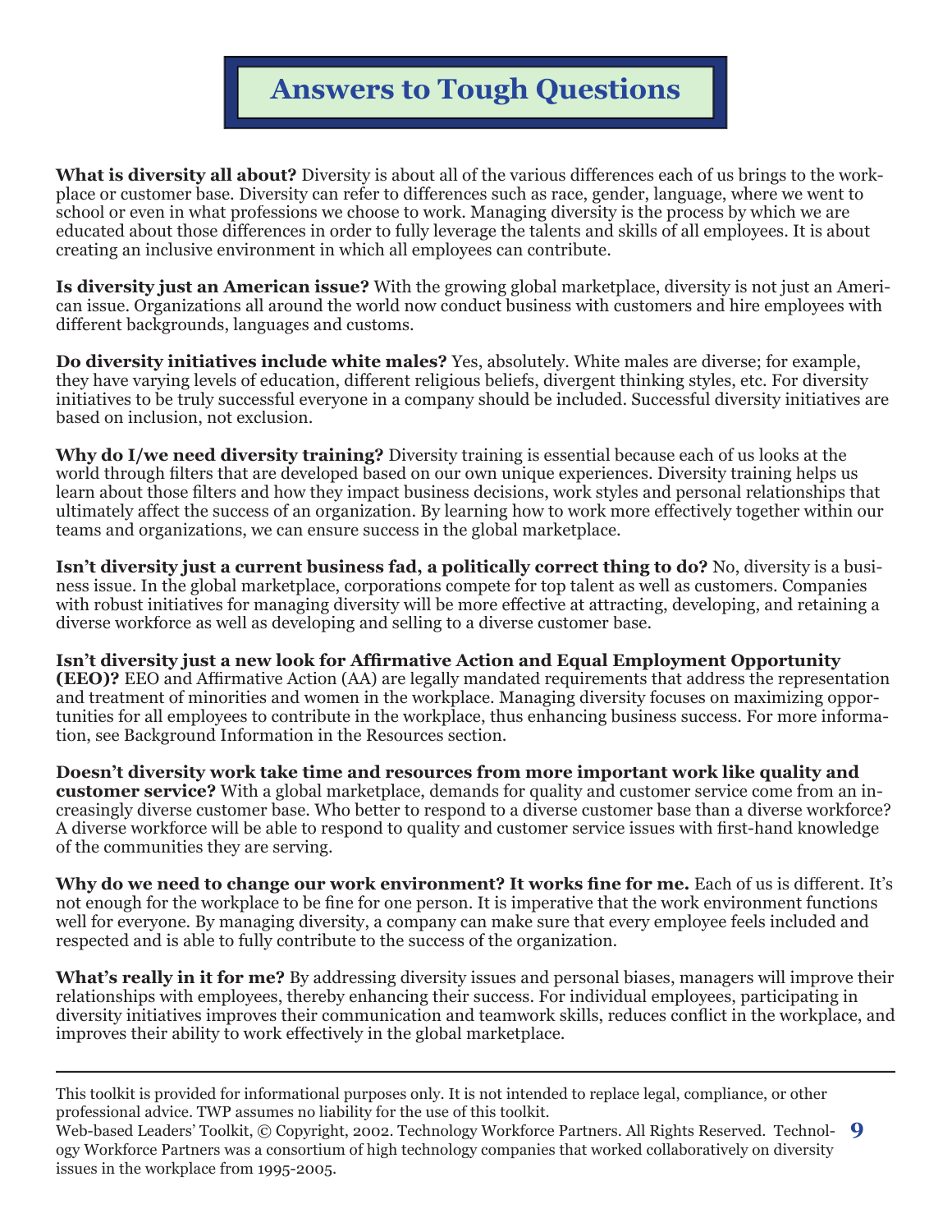# Answers to Tough Questions

**What is diversity all about?** Diversity is about all of the various differences each of us brings to the workplace or customer base. Diversity can refer to differences such as race, gender, language, where we went to school or even in what professions we choose to work. Managing diversity is the process by which we are educated about those differences in order to fully leverage the talents and skills of all employees. It is about creating an inclusive environment in which all employees can contribute.

**Is diversity just an American issue?** With the growing global marketplace, diversity is not just an American issue. Organizations all around the world now conduct business with customers and hire employees with different backgrounds, languages and customs.

**Do diversity initiatives include white males?** Yes, absolutely. White males are diverse; for example, they have varying levels of education, different religious beliefs, divergent thinking styles, etc. For diversity initiatives to be truly successful everyone in a company should be included. Successful diversity initiatives are based on inclusion, not exclusion.

**Why do I/we need diversity training?** Diversity training is essential because each of us looks at the world through filters that are developed based on our own unique experiences. Diversity training helps us learn about those filters and how they impact business decisions, work styles and personal relationships that ultimately affect the success of an organization. By learning how to work more effectively together within our teams and organizations, we can ensure success in the global marketplace.

**Isn't diversity just a current business fad, a politically correct thing to do?** No, diversity is a business issue. In the global marketplace, corporations compete for top talent as well as customers. Companies with robust initiatives for managing diversity will be more effective at attracting, developing, and retaining a diverse workforce as well as developing and selling to a diverse customer base.

**Isn't diversity just a new look for Affirmative Action and Equal Employment Opportunity (EEO)?** EEO and Affirmative Action (AA) are legally mandated requirements that address the representation and treatment of minorities and women in the workplace. Managing diversity focuses on maximizing opportunities for all employees to contribute in the workplace, thus enhancing business success. For more information, see Background Information in the Resources section.

**Doesn't diversity work take time and resources from more important work like quality and customer service?** With a global marketplace, demands for quality and customer service come from an increasingly diverse customer base. Who better to respond to a diverse customer base than a diverse workforce? A diverse workforce will be able to respond to quality and customer service issues with first-hand knowledge of the communities they are serving.

**Why do we need to change our work environment? It works fine for me.** Each of us is different. It's not enough for the workplace to be fine for one person. It is imperative that the work environment functions well for everyone. By managing diversity, a company can make sure that every employee feels included and respected and is able to fully contribute to the success of the organization.

**What's really in it for me?** By addressing diversity issues and personal biases, managers will improve their relationships with employees, thereby enhancing their success. For individual employees, participating in diversity initiatives improves their communication and teamwork skills, reduces conflict in the workplace, and improves their ability to work effectively in the global marketplace.

---

This toolkit is provided for informational purposes only. It is not intended to replace legal, compliance, or other professional advice. TWP assumes no liability for the use of this toolkit.

Web-based Leaders' Toolkit, © Copyright, 2002. Technology Workforce Partners. All Rights Reserved. Technology Workforce Partners was a consortium of high technology companies that worked collaboratively on diversity issues in the workplace from 1995-2005.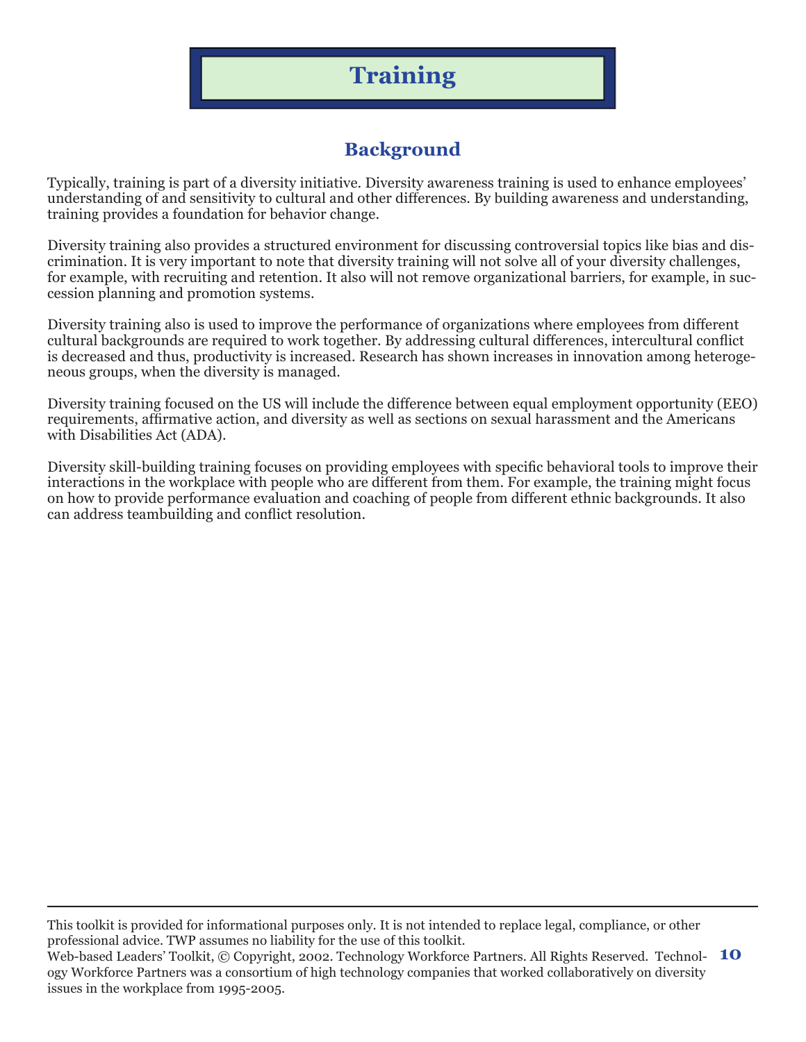# Training

## Background

Typically, training is part of a diversity initiative. Diversity awareness training is used to enhance employees' understanding of and sensitivity to cultural and other differences. By building awareness and understanding, training provides a foundation for behavior change.

Diversity training also provides a structured environment for discussing controversial topics like bias and discrimination. It is very important to note that diversity training will not solve all of your diversity challenges, for example, with recruiting and retention. It also will not remove organizational barriers, for example, in succession planning and promotion systems.

Diversity training also is used to improve the performance of organizations where employees from different cultural backgrounds are required to work together. By addressing cultural differences, intercultural conflict is decreased and thus, productivity is increased. Research has shown increases in innovation among heterogeneous groups, when the diversity is managed.

Diversity training focused on the US will include the difference between equal employment opportunity (EEO) requirements, affirmative action, and diversity as well as sections on sexual harassment and the Americans with Disabilities Act (ADA).

Diversity skill-building training focuses on providing employees with specific behavioral tools to improve their interactions in the workplace with people who are different from them. For example, the training might focus on how to provide performance evaluation and coaching of people from different ethnic backgrounds. It also can address teambuilding and conflict resolution.

This toolkit is provided for informational purposes only. It is not intended to replace legal, compliance, or other professional advice. TWP assumes no liability for the use of this toolkit.
Web-based Leaders' Toolkit, © Copyright, 2002. Technology Workforce Partners. All Rights Reserved. Technology Workforce Partners was a consortium of high technology companies that worked collaboratively on diversity issues in the workplace from 1995-2005.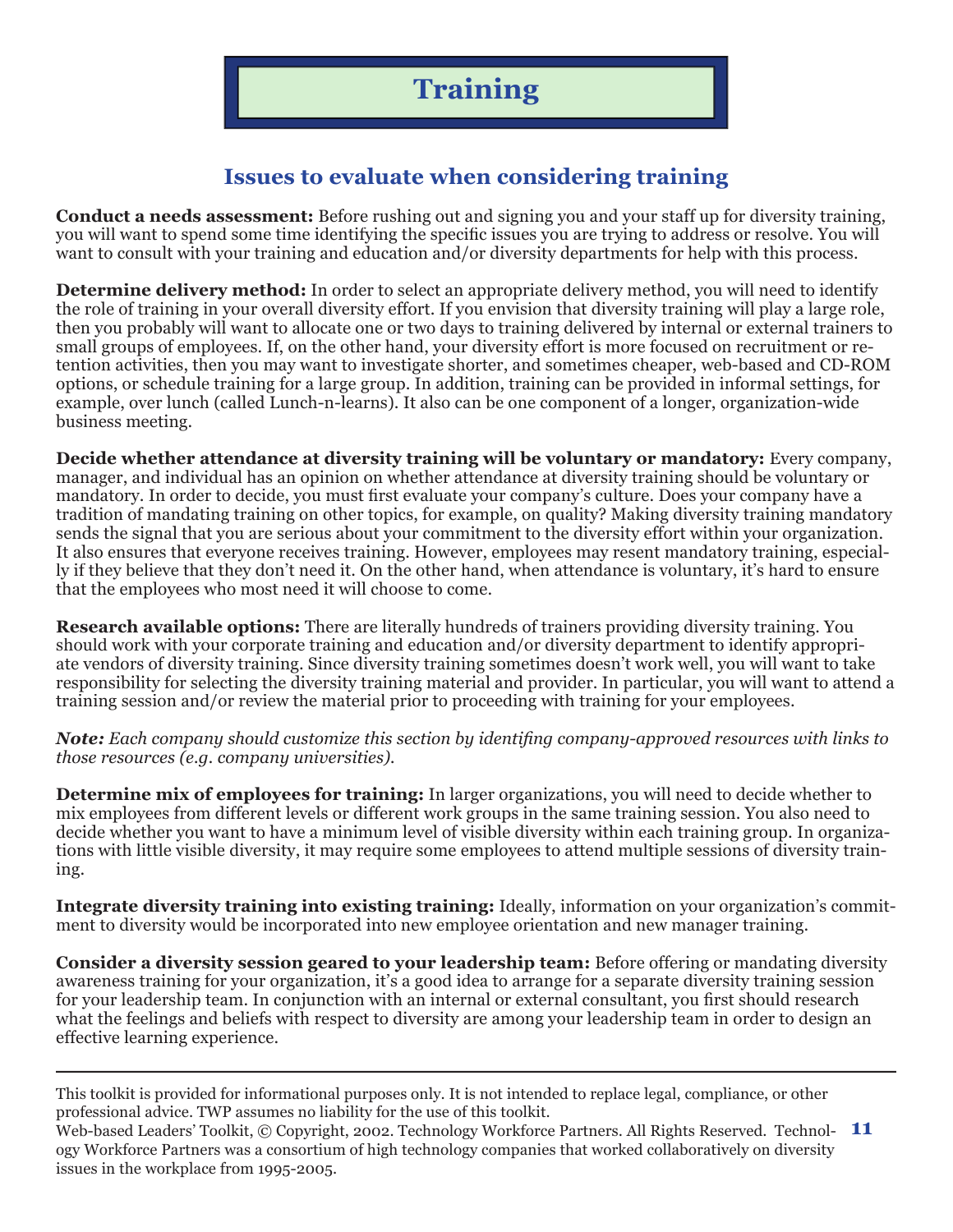# Training

## Issues to evaluate when considering training

**Conduct a needs assessment:** Before rushing out and signing you and your staff up for diversity training, you will want to spend some time identifying the specific issues you are trying to address or resolve. You will want to consult with your training and education and/or diversity departments for help with this process.

**Determine delivery method:** In order to select an appropriate delivery method, you will need to identify the role of training in your overall diversity effort. If you envision that diversity training will play a large role, then you probably will want to allocate one or two days to training delivered by internal or external trainers to small groups of employees. If, on the other hand, your diversity effort is more focused on recruitment or retention activities, then you may want to investigate shorter, and sometimes cheaper, web-based and CD-ROM options, or schedule training for a large group. In addition, training can be provided in informal settings, for example, over lunch (called Lunch-n-learns). It also can be one component of a longer, organization-wide business meeting.

**Decide whether attendance at diversity training will be voluntary or mandatory:** Every company, manager, and individual has an opinion on whether attendance at diversity training should be voluntary or mandatory. In order to decide, you must first evaluate your company's culture. Does your company have a tradition of mandating training on other topics, for example, on quality? Making diversity training mandatory sends the signal that you are serious about your commitment to the diversity effort within your organization. It also ensures that everyone receives training. However, employees may resent mandatory training, especially if they believe that they don't need it. On the other hand, when attendance is voluntary, it's hard to ensure that the employees who most need it will choose to come.

**Research available options:** There are literally hundreds of trainers providing diversity training. You should work with your corporate training and education and/or diversity department to identify appropriate vendors of diversity training. Since diversity training sometimes doesn't work well, you will want to take responsibility for selecting the diversity training material and provider. In particular, you will want to attend a training session and/or review the material prior to proceeding with training for your employees.

***Note:*** *Each company should customize this section by identifing company-approved resources with links to those resources (e.g. company universities).*

**Determine mix of employees for training:** In larger organizations, you will need to decide whether to mix employees from different levels or different work groups in the same training session. You also need to decide whether you want to have a minimum level of visible diversity within each training group. In organizations with little visible diversity, it may require some employees to attend multiple sessions of diversity training.

**Integrate diversity training into existing training:** Ideally, information on your organization's commitment to diversity would be incorporated into new employee orientation and new manager training.

**Consider a diversity session geared to your leadership team:** Before offering or mandating diversity awareness training for your organization, it's a good idea to arrange for a separate diversity training session for your leadership team. In conjunction with an internal or external consultant, you first should research what the feelings and beliefs with respect to diversity are among your leadership team in order to design an effective learning experience.

---

This toolkit is provided for informational purposes only. It is not intended to replace legal, compliance, or other professional advice. TWP assumes no liability for the use of this toolkit.
Web-based Leaders' Toolkit, © Copyright, 2002. Technology Workforce Partners. All Rights Reserved. Technology Workforce Partners was a consortium of high technology companies that worked collaboratively on diversity issues in the workplace from 1995-2005.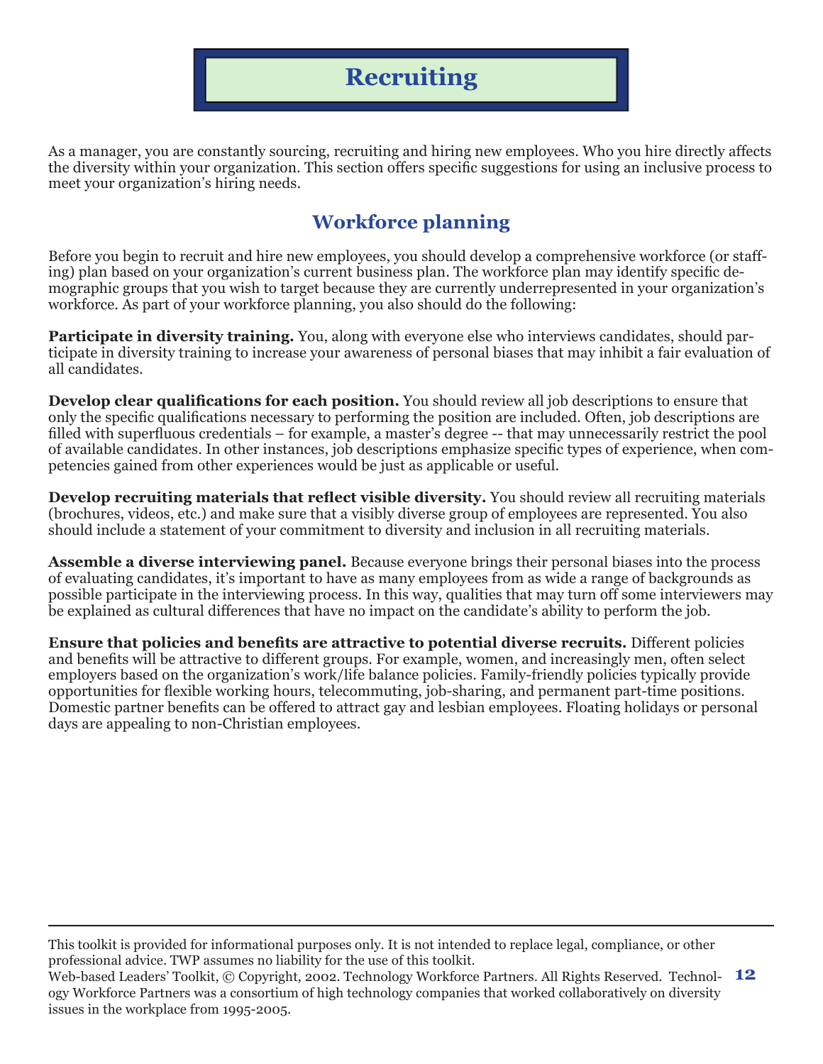# Recruiting

As a manager, you are constantly sourcing, recruiting and hiring new employees. Who you hire directly affects the diversity within your organization. This section offers specific suggestions for using an inclusive process to meet your organization's hiring needs.

## Workforce planning

Before you begin to recruit and hire new employees, you should develop a comprehensive workforce (or staffing) plan based on your organization's current business plan. The workforce plan may identify specific demographic groups that you wish to target because they are currently underrepresented in your organization's workforce. As part of your workforce planning, you also should do the following:

**Participate in diversity training.** You, along with everyone else who interviews candidates, should participate in diversity training to increase your awareness of personal biases that may inhibit a fair evaluation of all candidates.

**Develop clear qualifications for each position.** You should review all job descriptions to ensure that only the specific qualifications necessary to performing the position are included. Often, job descriptions are filled with superfluous credentials – for example, a master's degree -- that may unnecessarily restrict the pool of available candidates. In other instances, job descriptions emphasize specific types of experience, when competencies gained from other experiences would be just as applicable or useful.

**Develop recruiting materials that reflect visible diversity.** You should review all recruiting materials (brochures, videos, etc.) and make sure that a visibly diverse group of employees are represented. You also should include a statement of your commitment to diversity and inclusion in all recruiting materials.

**Assemble a diverse interviewing panel.** Because everyone brings their personal biases into the process of evaluating candidates, it's important to have as many employees from as wide a range of backgrounds as possible participate in the interviewing process. In this way, qualities that may turn off some interviewers may be explained as cultural differences that have no impact on the candidate's ability to perform the job.

**Ensure that policies and benefits are attractive to potential diverse recruits.** Different policies and benefits will be attractive to different groups. For example, women, and increasingly men, often select employers based on the organization's work/life balance policies. Family-friendly policies typically provide opportunities for flexible working hours, telecommuting, job-sharing, and permanent part-time positions. Domestic partner benefits can be offered to attract gay and lesbian employees. Floating holidays or personal days are appealing to non-Christian employees.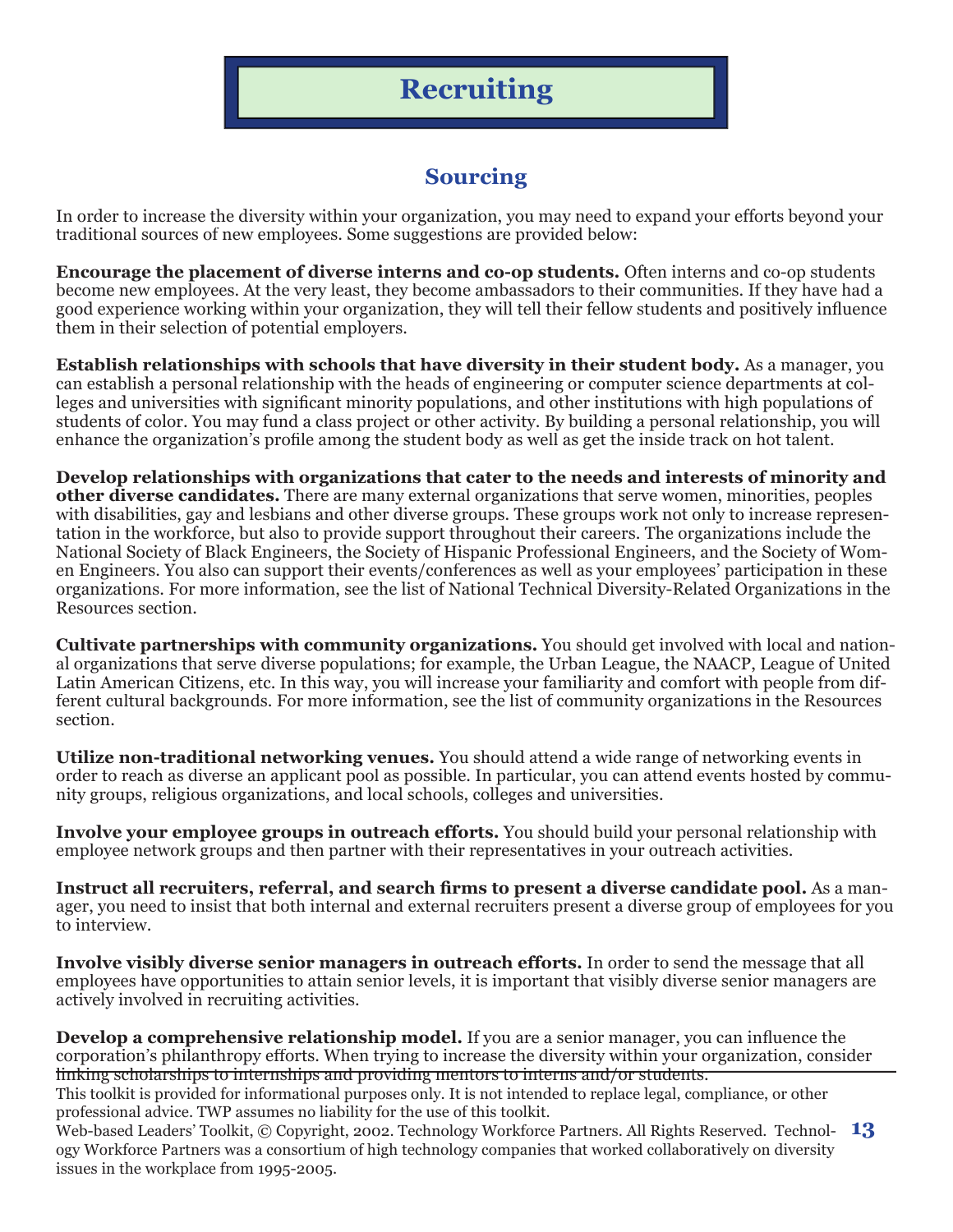# Recruiting

## Sourcing

In order to increase the diversity within your organization, you may need to expand your efforts beyond your traditional sources of new employees. Some suggestions are provided below:

**Encourage the placement of diverse interns and co-op students.** Often interns and co-op students become new employees. At the very least, they become ambassadors to their communities. If they have had a good experience working within your organization, they will tell their fellow students and positively influence them in their selection of potential employers.

**Establish relationships with schools that have diversity in their student body.** As a manager, you can establish a personal relationship with the heads of engineering or computer science departments at colleges and universities with significant minority populations, and other institutions with high populations of students of color. You may fund a class project or other activity. By building a personal relationship, you will enhance the organization's profile among the student body as well as get the inside track on hot talent.

**Develop relationships with organizations that cater to the needs and interests of minority and other diverse candidates.** There are many external organizations that serve women, minorities, peoples with disabilities, gay and lesbians and other diverse groups. These groups work not only to increase representation in the workforce, but also to provide support throughout their careers. The organizations include the National Society of Black Engineers, the Society of Hispanic Professional Engineers, and the Society of Women Engineers. You also can support their events/conferences as well as your employees' participation in these organizations. For more information, see the list of National Technical Diversity-Related Organizations in the Resources section.

**Cultivate partnerships with community organizations.** You should get involved with local and national organizations that serve diverse populations; for example, the Urban League, the NAACP, League of United Latin American Citizens, etc. In this way, you will increase your familiarity and comfort with people from different cultural backgrounds. For more information, see the list of community organizations in the Resources section.

**Utilize non-traditional networking venues.** You should attend a wide range of networking events in order to reach as diverse an applicant pool as possible. In particular, you can attend events hosted by community groups, religious organizations, and local schools, colleges and universities.

**Involve your employee groups in outreach efforts.** You should build your personal relationship with employee network groups and then partner with their representatives in your outreach activities.

**Instruct all recruiters, referral, and search firms to present a diverse candidate pool.** As a manager, you need to insist that both internal and external recruiters present a diverse group of employees for you to interview.

**Involve visibly diverse senior managers in outreach efforts.** In order to send the message that all employees have opportunities to attain senior levels, it is important that visibly diverse senior managers are actively involved in recruiting activities.

**Develop a comprehensive relationship model.** If you are a senior manager, you can influence the corporation's philanthropy efforts. When trying to increase the diversity within your organization, consider linking scholarships to internships and providing mentors to interns and/or students.

This toolkit is provided for informational purposes only. It is not intended to replace legal, compliance, or other professional advice. TWP assumes no liability for the use of this toolkit.

Web-based Leaders' Toolkit, © Copyright, 2002. Technology Workforce Partners. All Rights Reserved. Technology Workforce Partners was a consortium of high technology companies that worked collaboratively on diversity issues in the workplace from 1995-2005.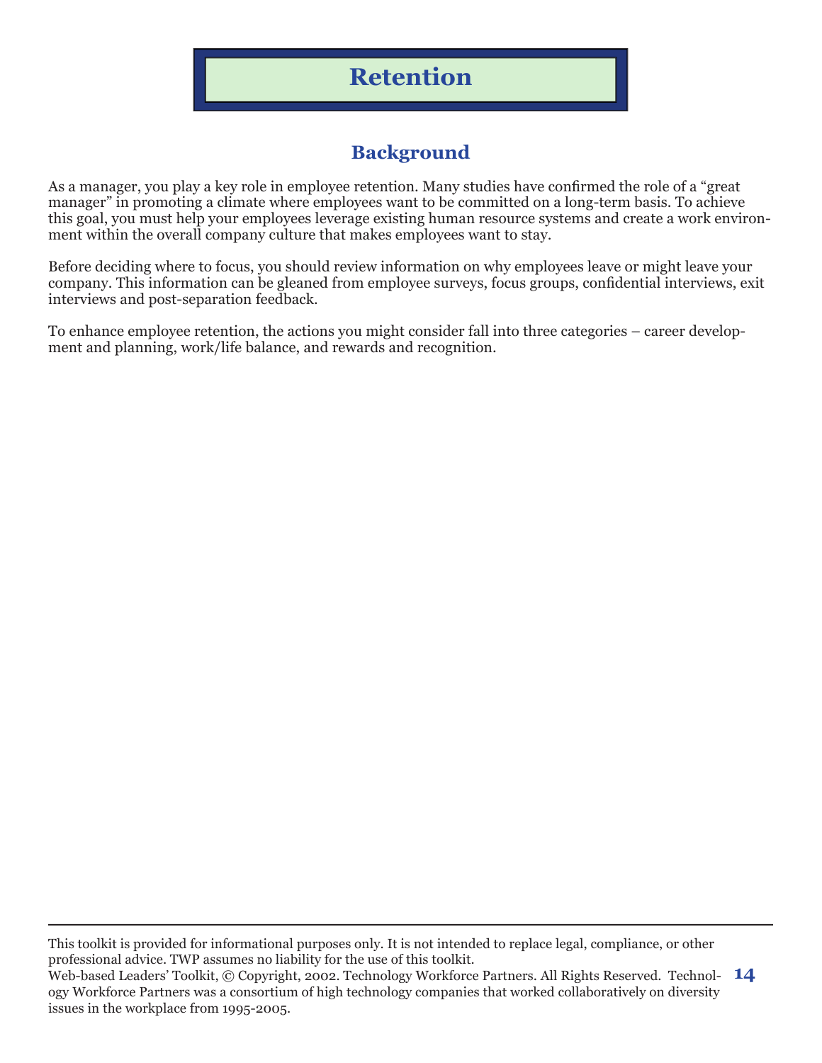# Retention

## Background

As a manager, you play a key role in employee retention. Many studies have confirmed the role of a "great manager" in promoting a climate where employees want to be committed on a long-term basis. To achieve this goal, you must help your employees leverage existing human resource systems and create a work environment within the overall company culture that makes employees want to stay.

Before deciding where to focus, you should review information on why employees leave or might leave your company. This information can be gleaned from employee surveys, focus groups, confidential interviews, exit interviews and post-separation feedback.

To enhance employee retention, the actions you might consider fall into three categories – career development and planning, work/life balance, and rewards and recognition.

This toolkit is provided for informational purposes only. It is not intended to replace legal, compliance, or other professional advice. TWP assumes no liability for the use of this toolkit.
Web-based Leaders' Toolkit, © Copyright, 2002. Technology Workforce Partners. All Rights Reserved. Technology Workforce Partners was a consortium of high technology companies that worked collaboratively on diversity issues in the workplace from 1995-2005.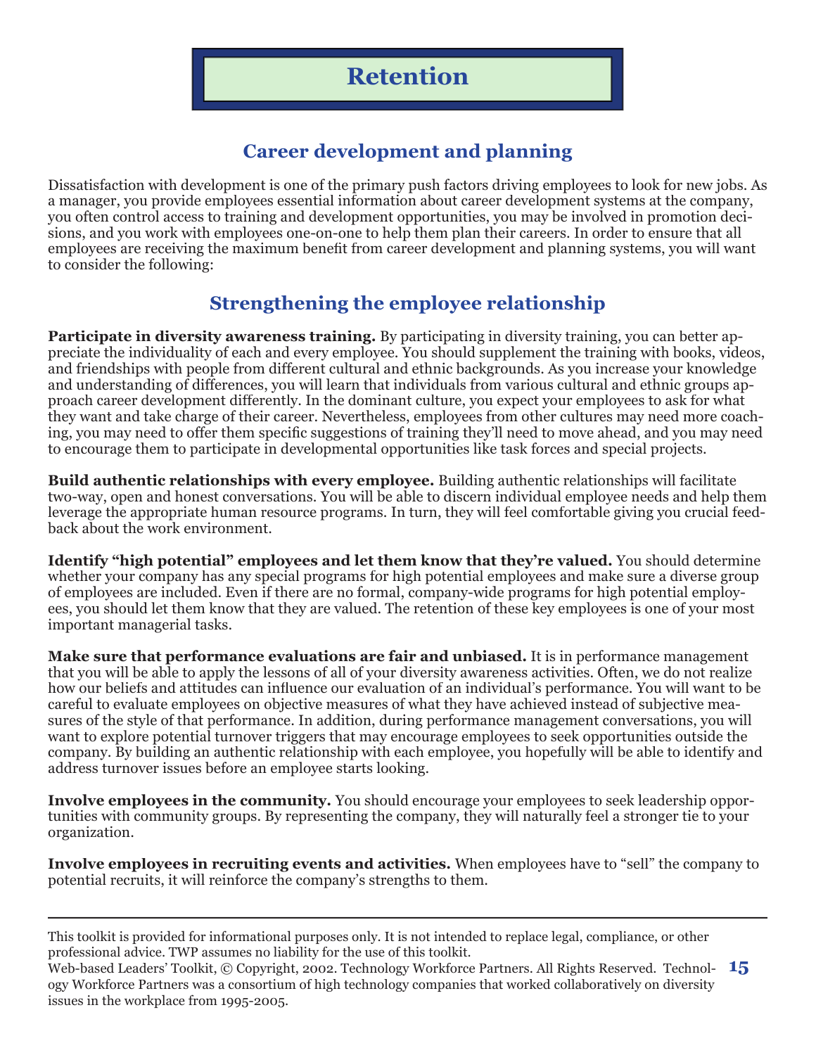# Retention

## Career development and planning

Dissatisfaction with development is one of the primary push factors driving employees to look for new jobs. As a manager, you provide employees essential information about career development systems at the company, you often control access to training and development opportunities, you may be involved in promotion decisions, and you work with employees one-on-one to help them plan their careers. In order to ensure that all employees are receiving the maximum benefit from career development and planning systems, you will want to consider the following:

## Strengthening the employee relationship

**Participate in diversity awareness training.** By participating in diversity training, you can better appreciate the individuality of each and every employee. You should supplement the training with books, videos, and friendships with people from different cultural and ethnic backgrounds. As you increase your knowledge and understanding of differences, you will learn that individuals from various cultural and ethnic groups approach career development differently. In the dominant culture, you expect your employees to ask for what they want and take charge of their career. Nevertheless, employees from other cultures may need more coaching, you may need to offer them specific suggestions of training they'll need to move ahead, and you may need to encourage them to participate in developmental opportunities like task forces and special projects.

**Build authentic relationships with every employee.** Building authentic relationships will facilitate two-way, open and honest conversations. You will be able to discern individual employee needs and help them leverage the appropriate human resource programs. In turn, they will feel comfortable giving you crucial feedback about the work environment.

**Identify "high potential" employees and let them know that they're valued.** You should determine whether your company has any special programs for high potential employees and make sure a diverse group of employees are included. Even if there are no formal, company-wide programs for high potential employees, you should let them know that they are valued. The retention of these key employees is one of your most important managerial tasks.

**Make sure that performance evaluations are fair and unbiased.** It is in performance management that you will be able to apply the lessons of all of your diversity awareness activities. Often, we do not realize how our beliefs and attitudes can influence our evaluation of an individual's performance. You will want to be careful to evaluate employees on objective measures of what they have achieved instead of subjective measures of the style of that performance. In addition, during performance management conversations, you will want to explore potential turnover triggers that may encourage employees to seek opportunities outside the company. By building an authentic relationship with each employee, you hopefully will be able to identify and address turnover issues before an employee starts looking.

**Involve employees in the community.** You should encourage your employees to seek leadership opportunities with community groups. By representing the company, they will naturally feel a stronger tie to your organization.

**Involve employees in recruiting events and activities.** When employees have to "sell" the company to potential recruits, it will reinforce the company's strengths to them.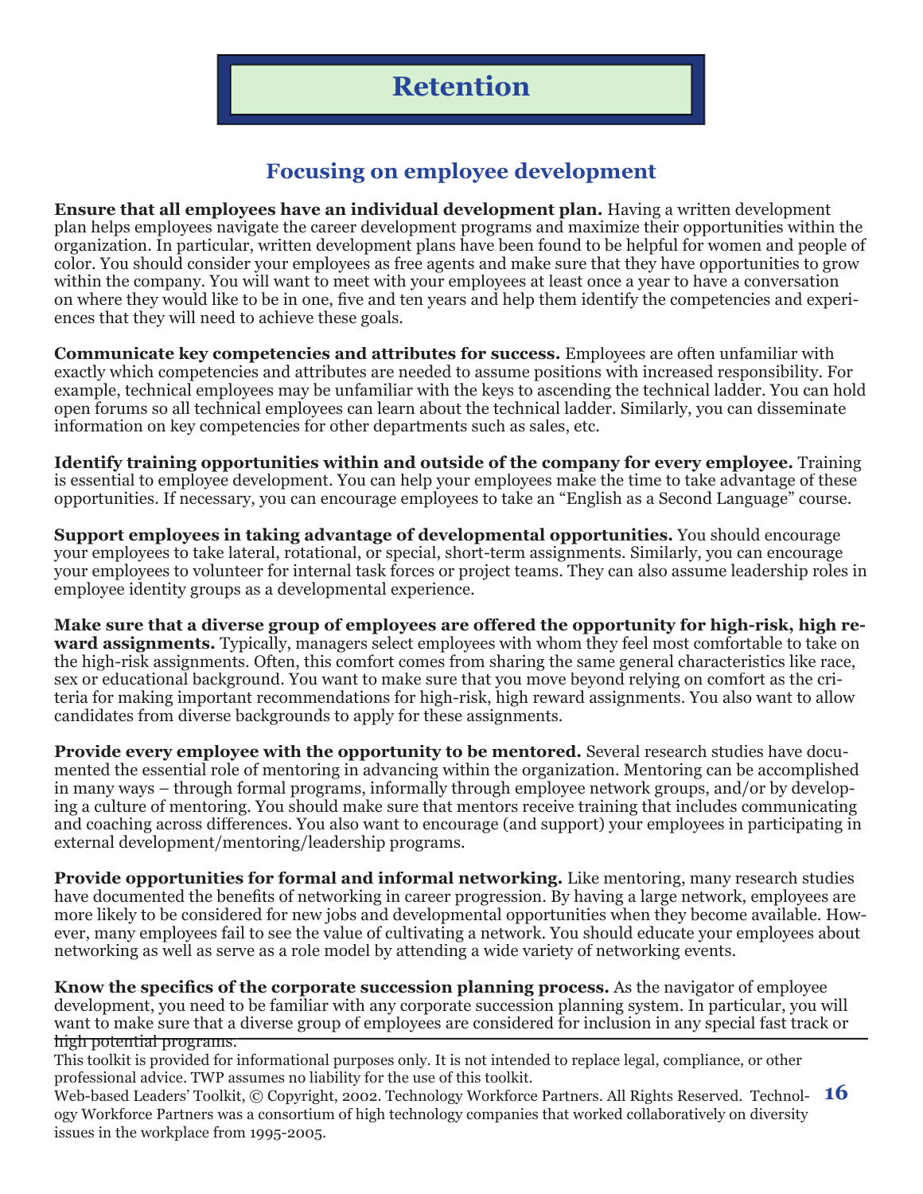# Retention

## Focusing on employee development

**Ensure that all employees have an individual development plan.** Having a written development plan helps employees navigate the career development programs and maximize their opportunities within the organization. In particular, written development plans have been found to be helpful for women and people of color. You should consider your employees as free agents and make sure that they have opportunities to grow within the company. You will want to meet with your employees at least once a year to have a conversation on where they would like to be in one, five and ten years and help them identify the competencies and experiences that they will need to achieve these goals.

**Communicate key competencies and attributes for success.** Employees are often unfamiliar with exactly which competencies and attributes are needed to assume positions with increased responsibility. For example, technical employees may be unfamiliar with the keys to ascending the technical ladder. You can hold open forums so all technical employees can learn about the technical ladder. Similarly, you can disseminate information on key competencies for other departments such as sales, etc.

**Identify training opportunities within and outside of the company for every employee.** Training is essential to employee development. You can help your employees make the time to take advantage of these opportunities. If necessary, you can encourage employees to take an "English as a Second Language" course.

**Support employees in taking advantage of developmental opportunities.** You should encourage your employees to take lateral, rotational, or special, short-term assignments. Similarly, you can encourage your employees to volunteer for internal task forces or project teams. They can also assume leadership roles in employee identity groups as a developmental experience.

**Make sure that a diverse group of employees are offered the opportunity for high-risk, high reward assignments.** Typically, managers select employees with whom they feel most comfortable to take on the high-risk assignments. Often, this comfort comes from sharing the same general characteristics like race, sex or educational background. You want to make sure that you move beyond relying on comfort as the criteria for making important recommendations for high-risk, high reward assignments. You also want to allow candidates from diverse backgrounds to apply for these assignments.

**Provide every employee with the opportunity to be mentored.** Several research studies have documented the essential role of mentoring in advancing within the organization. Mentoring can be accomplished in many ways – through formal programs, informally through employee network groups, and/or by developing a culture of mentoring. You should make sure that mentors receive training that includes communicating and coaching across differences. You also want to encourage (and support) your employees in participating in external development/mentoring/leadership programs.

**Provide opportunities for formal and informal networking.** Like mentoring, many research studies have documented the benefits of networking in career progression. By having a large network, employees are more likely to be considered for new jobs and developmental opportunities when they become available. However, many employees fail to see the value of cultivating a network. You should educate your employees about networking as well as serve as a role model by attending a wide variety of networking events.

**Know the specifics of the corporate succession planning process.** As the navigator of employee development, you need to be familiar with any corporate succession planning system. In particular, you will want to make sure that a diverse group of employees are considered for inclusion in any special fast track or high potential programs.

This toolkit is provided for informational purposes only. It is not intended to replace legal, compliance, or other professional advice. TWP assumes no liability for the use of this toolkit.

Web-based Leaders' Toolkit, © Copyright, 2002. Technology Workforce Partners. All Rights Reserved. Technology Workforce Partners was a consortium of high technology companies that worked collaboratively on diversity issues in the workplace from 1995-2005.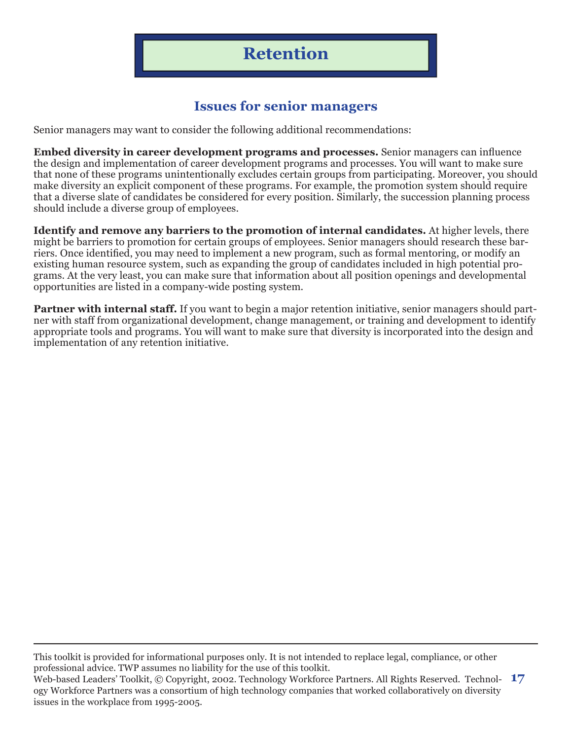# Retention

## Issues for senior managers

Senior managers may want to consider the following additional recommendations:

**Embed diversity in career development programs and processes.** Senior managers can influence the design and implementation of career development programs and processes. You will want to make sure that none of these programs unintentionally excludes certain groups from participating. Moreover, you should make diversity an explicit component of these programs. For example, the promotion system should require that a diverse slate of candidates be considered for every position. Similarly, the succession planning process should include a diverse group of employees.

**Identify and remove any barriers to the promotion of internal candidates.** At higher levels, there might be barriers to promotion for certain groups of employees. Senior managers should research these barriers. Once identified, you may need to implement a new program, such as formal mentoring, or modify an existing human resource system, such as expanding the group of candidates included in high potential programs. At the very least, you can make sure that information about all position openings and developmental opportunities are listed in a company-wide posting system.

**Partner with internal staff.** If you want to begin a major retention initiative, senior managers should partner with staff from organizational development, change management, or training and development to identify appropriate tools and programs. You will want to make sure that diversity is incorporated into the design and implementation of any retention initiative.

---

This toolkit is provided for informational purposes only. It is not intended to replace legal, compliance, or other professional advice. TWP assumes no liability for the use of this toolkit.
Web-based Leaders' Toolkit, © Copyright, 2002. Technology Workforce Partners. All Rights Reserved. Technology Workforce Partners was a consortium of high technology companies that worked collaboratively on diversity issues in the workplace from 1995-2005.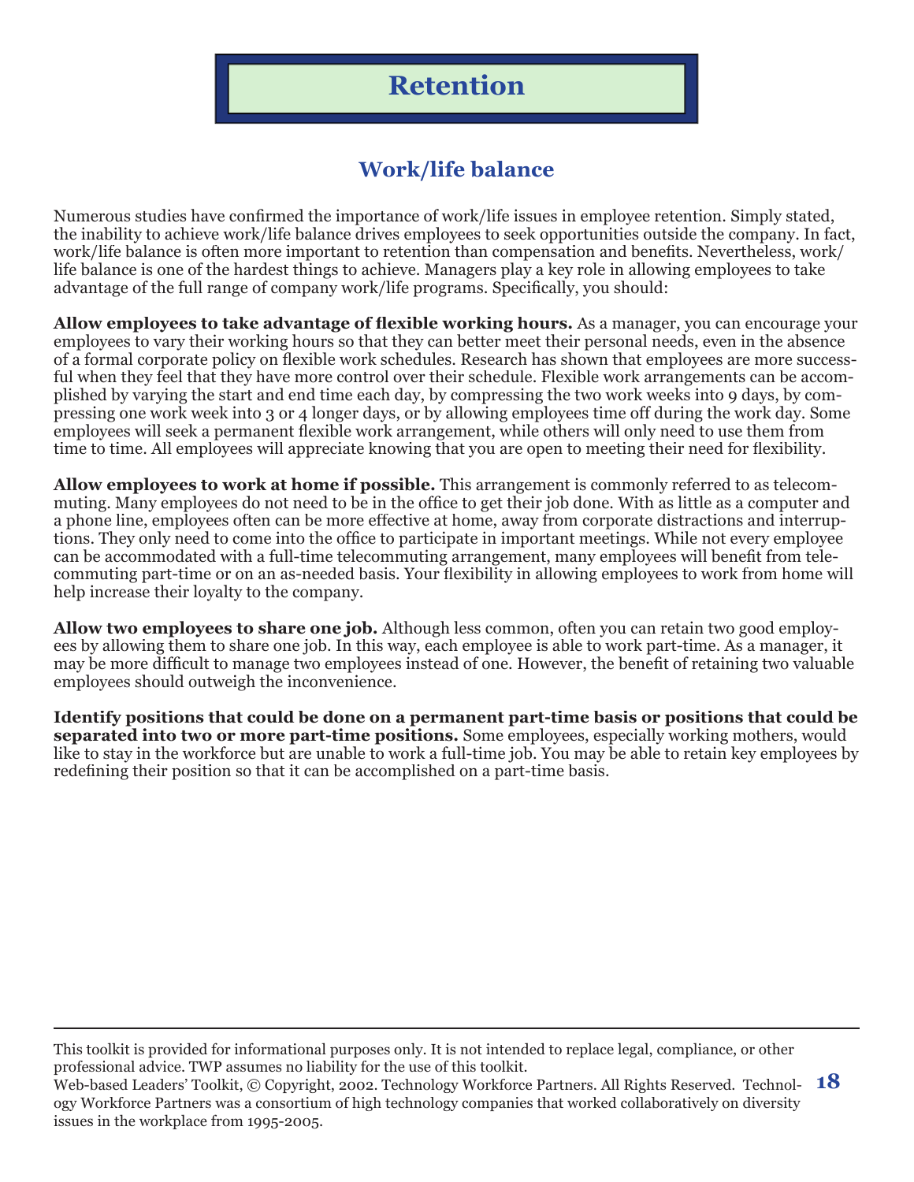# Retention

## Work/life balance

Numerous studies have confirmed the importance of work/life issues in employee retention. Simply stated, the inability to achieve work/life balance drives employees to seek opportunities outside the company. In fact, work/life balance is often more important to retention than compensation and benefits. Nevertheless, work/life balance is one of the hardest things to achieve. Managers play a key role in allowing employees to take advantage of the full range of company work/life programs. Specifically, you should:

**Allow employees to take advantage of flexible working hours.** As a manager, you can encourage your employees to vary their working hours so that they can better meet their personal needs, even in the absence of a formal corporate policy on flexible work schedules. Research has shown that employees are more successful when they feel that they have more control over their schedule. Flexible work arrangements can be accomplished by varying the start and end time each day, by compressing the two work weeks into 9 days, by compressing one work week into 3 or 4 longer days, or by allowing employees time off during the work day. Some employees will seek a permanent flexible work arrangement, while others will only need to use them from time to time. All employees will appreciate knowing that you are open to meeting their need for flexibility.

**Allow employees to work at home if possible.** This arrangement is commonly referred to as telecommuting. Many employees do not need to be in the office to get their job done. With as little as a computer and a phone line, employees often can be more effective at home, away from corporate distractions and interruptions. They only need to come into the office to participate in important meetings. While not every employee can be accommodated with a full-time telecommuting arrangement, many employees will benefit from telecommuting part-time or on an as-needed basis. Your flexibility in allowing employees to work from home will help increase their loyalty to the company.

**Allow two employees to share one job.** Although less common, often you can retain two good employees by allowing them to share one job. In this way, each employee is able to work part-time. As a manager, it may be more difficult to manage two employees instead of one. However, the benefit of retaining two valuable employees should outweigh the inconvenience.

**Identify positions that could be done on a permanent part-time basis or positions that could be separated into two or more part-time positions.** Some employees, especially working mothers, would like to stay in the workforce but are unable to work a full-time job. You may be able to retain key employees by redefining their position so that it can be accomplished on a part-time basis.

This toolkit is provided for informational purposes only. It is not intended to replace legal, compliance, or other professional advice. TWP assumes no liability for the use of this toolkit.
Web-based Leaders' Toolkit, © Copyright, 2002. Technology Workforce Partners. All Rights Reserved. Technology Workforce Partners was a consortium of high technology companies that worked collaboratively on diversity issues in the workplace from 1995-2005.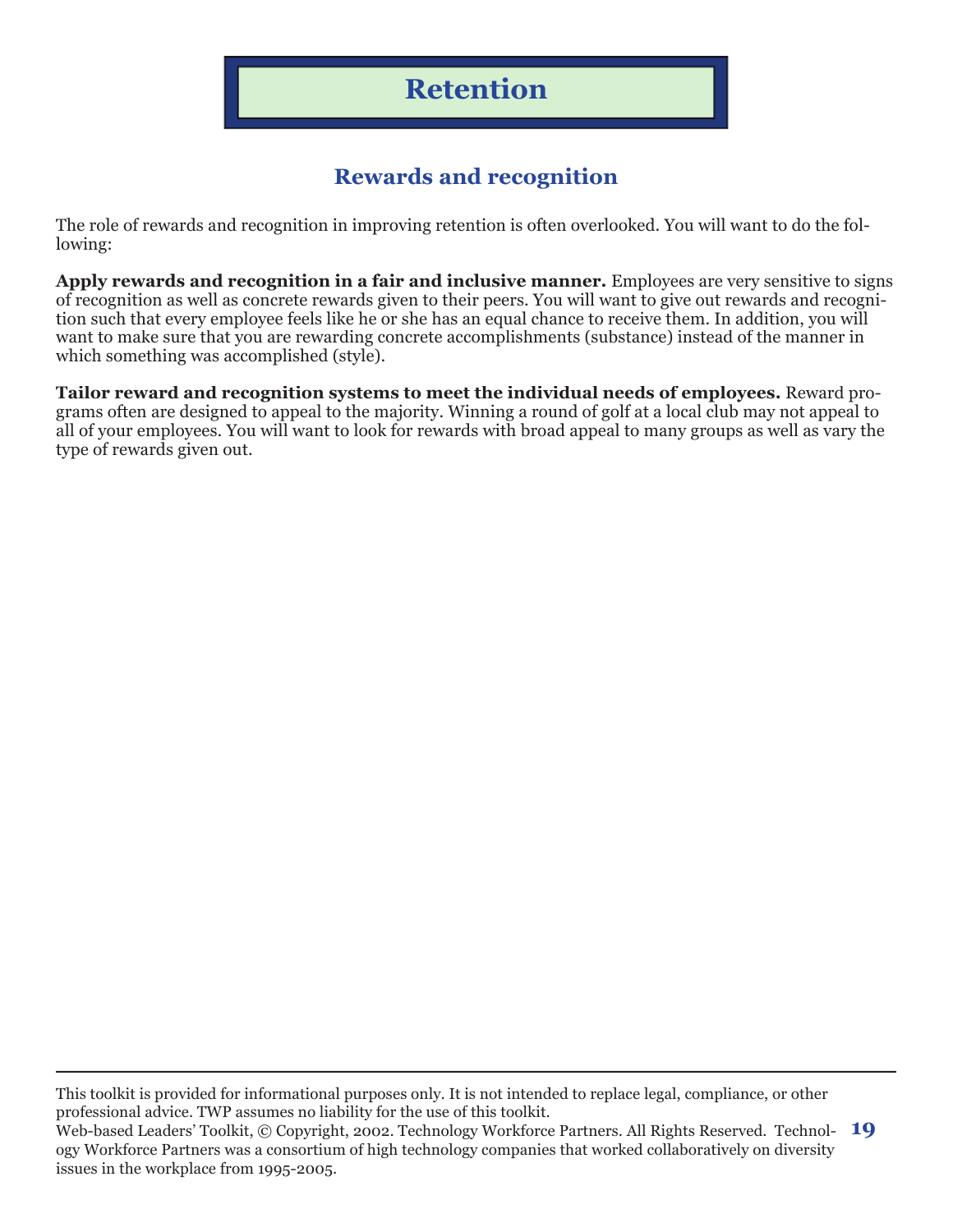# Retention

## Rewards and recognition

The role of rewards and recognition in improving retention is often overlooked. You will want to do the following:

**Apply rewards and recognition in a fair and inclusive manner.** Employees are very sensitive to signs of recognition as well as concrete rewards given to their peers. You will want to give out rewards and recognition such that every employee feels like he or she has an equal chance to receive them. In addition, you will want to make sure that you are rewarding concrete accomplishments (substance) instead of the manner in which something was accomplished (style).

**Tailor reward and recognition systems to meet the individual needs of employees.** Reward programs often are designed to appeal to the majority. Winning a round of golf at a local club may not appeal to all of your employees. You will want to look for rewards with broad appeal to many groups as well as vary the type of rewards given out.

This toolkit is provided for informational purposes only. It is not intended to replace legal, compliance, or other professional advice. TWP assumes no liability for the use of this toolkit.
Web-based Leaders' Toolkit, © Copyright, 2002. Technology Workforce Partners. All Rights Reserved. Technology Workforce Partners was a consortium of high technology companies that worked collaboratively on diversity issues in the workplace from 1995-2005.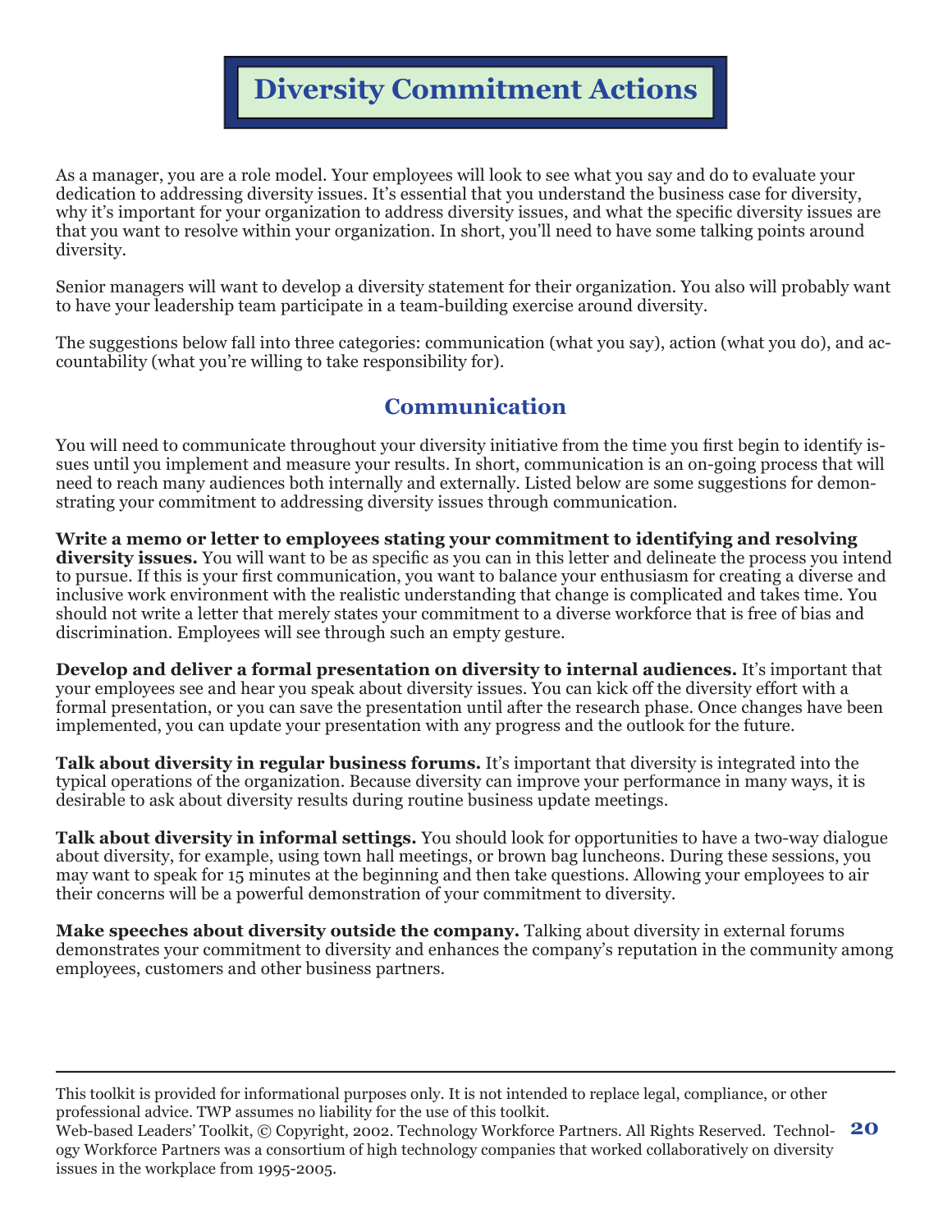# Diversity Commitment Actions

As a manager, you are a role model. Your employees will look to see what you say and do to evaluate your dedication to addressing diversity issues. It's essential that you understand the business case for diversity, why it's important for your organization to address diversity issues, and what the specific diversity issues are that you want to resolve within your organization. In short, you'll need to have some talking points around diversity.

Senior managers will want to develop a diversity statement for their organization. You also will probably want to have your leadership team participate in a team-building exercise around diversity.

The suggestions below fall into three categories: communication (what you say), action (what you do), and accountability (what you're willing to take responsibility for).

## Communication

You will need to communicate throughout your diversity initiative from the time you first begin to identify issues until you implement and measure your results. In short, communication is an on-going process that will need to reach many audiences both internally and externally. Listed below are some suggestions for demonstrating your commitment to addressing diversity issues through communication.

**Write a memo or letter to employees stating your commitment to identifying and resolving diversity issues.** You will want to be as specific as you can in this letter and delineate the process you intend to pursue. If this is your first communication, you want to balance your enthusiasm for creating a diverse and inclusive work environment with the realistic understanding that change is complicated and takes time. You should not write a letter that merely states your commitment to a diverse workforce that is free of bias and discrimination. Employees will see through such an empty gesture.

**Develop and deliver a formal presentation on diversity to internal audiences.** It's important that your employees see and hear you speak about diversity issues. You can kick off the diversity effort with a formal presentation, or you can save the presentation until after the research phase. Once changes have been implemented, you can update your presentation with any progress and the outlook for the future.

**Talk about diversity in regular business forums.** It's important that diversity is integrated into the typical operations of the organization. Because diversity can improve your performance in many ways, it is desirable to ask about diversity results during routine business update meetings.

**Talk about diversity in informal settings.** You should look for opportunities to have a two-way dialogue about diversity, for example, using town hall meetings, or brown bag luncheons. During these sessions, you may want to speak for 15 minutes at the beginning and then take questions. Allowing your employees to air their concerns will be a powerful demonstration of your commitment to diversity.

**Make speeches about diversity outside the company.** Talking about diversity in external forums demonstrates your commitment to diversity and enhances the company's reputation in the community among employees, customers and other business partners.

This toolkit is provided for informational purposes only. It is not intended to replace legal, compliance, or other professional advice. TWP assumes no liability for the use of this toolkit.
Web-based Leaders' Toolkit, © Copyright, 2002. Technology Workforce Partners. All Rights Reserved. Technology Workforce Partners was a consortium of high technology companies that worked collaboratively on diversity issues in the workplace from 1995-2005.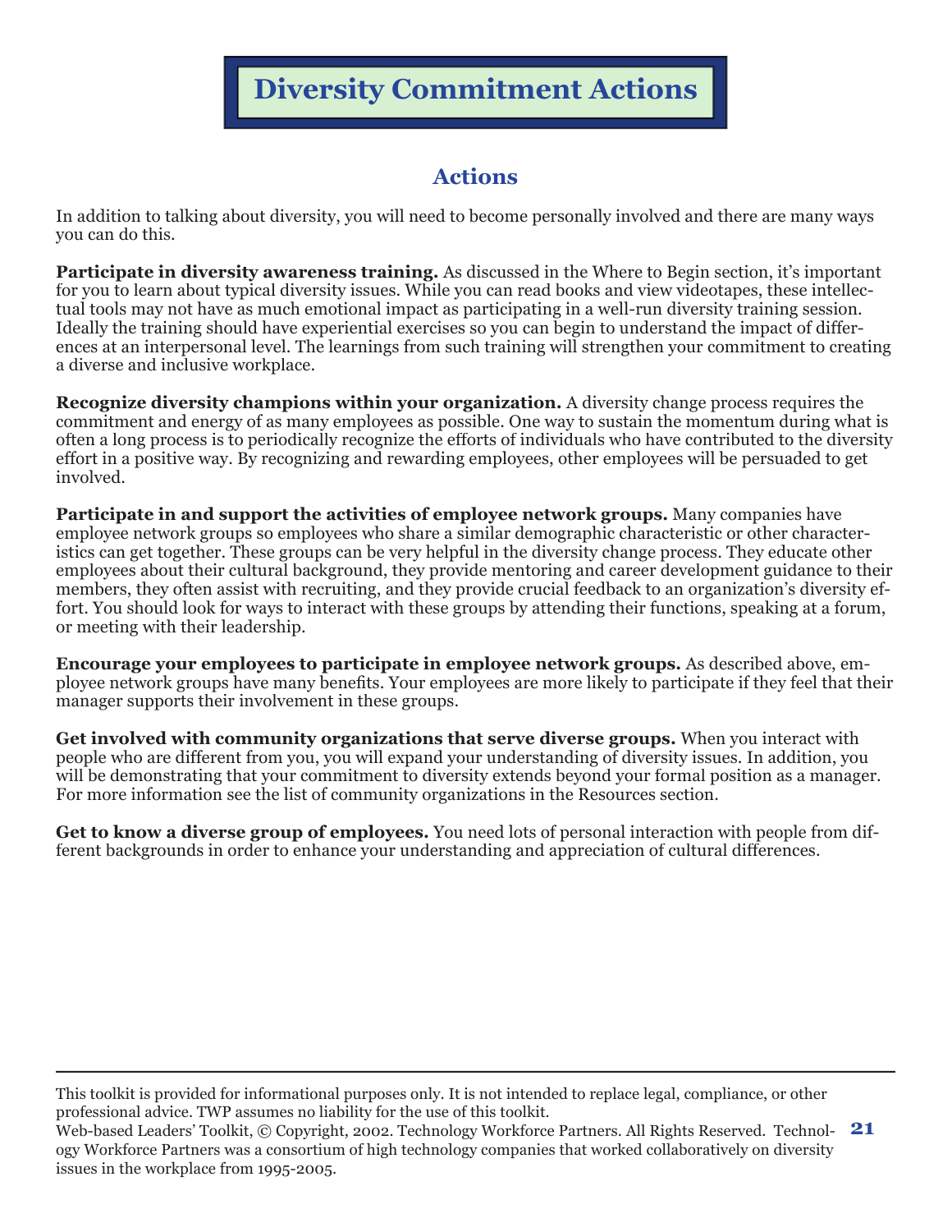# Diversity Commitment Actions

## Actions

In addition to talking about diversity, you will need to become personally involved and there are many ways you can do this.

**Participate in diversity awareness training.** As discussed in the Where to Begin section, it's important for you to learn about typical diversity issues. While you can read books and view videotapes, these intellectual tools may not have as much emotional impact as participating in a well-run diversity training session. Ideally the training should have experiential exercises so you can begin to understand the impact of differences at an interpersonal level. The learnings from such training will strengthen your commitment to creating a diverse and inclusive workplace.

**Recognize diversity champions within your organization.** A diversity change process requires the commitment and energy of as many employees as possible. One way to sustain the momentum during what is often a long process is to periodically recognize the efforts of individuals who have contributed to the diversity effort in a positive way. By recognizing and rewarding employees, other employees will be persuaded to get involved.

**Participate in and support the activities of employee network groups.** Many companies have employee network groups so employees who share a similar demographic characteristic or other characteristics can get together. These groups can be very helpful in the diversity change process. They educate other employees about their cultural background, they provide mentoring and career development guidance to their members, they often assist with recruiting, and they provide crucial feedback to an organization's diversity effort. You should look for ways to interact with these groups by attending their functions, speaking at a forum, or meeting with their leadership.

**Encourage your employees to participate in employee network groups.** As described above, employee network groups have many benefits. Your employees are more likely to participate if they feel that their manager supports their involvement in these groups.

**Get involved with community organizations that serve diverse groups.** When you interact with people who are different from you, you will expand your understanding of diversity issues. In addition, you will be demonstrating that your commitment to diversity extends beyond your formal position as a manager. For more information see the list of community organizations in the Resources section.

**Get to know a diverse group of employees.** You need lots of personal interaction with people from different backgrounds in order to enhance your understanding and appreciation of cultural differences.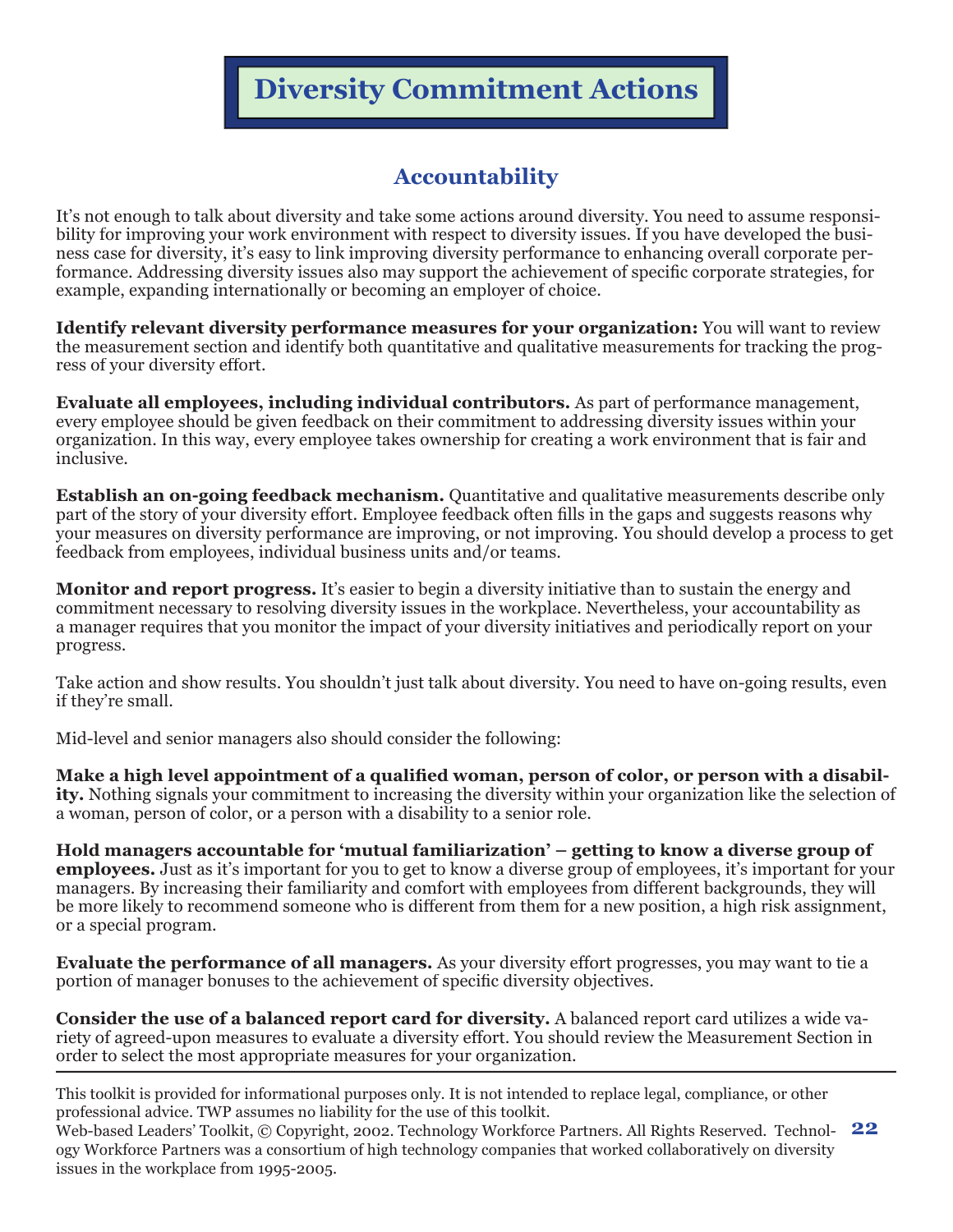# Diversity Commitment Actions

## Accountability

It's not enough to talk about diversity and take some actions around diversity. You need to assume responsibility for improving your work environment with respect to diversity issues. If you have developed the business case for diversity, it's easy to link improving diversity performance to enhancing overall corporate performance. Addressing diversity issues also may support the achievement of specific corporate strategies, for example, expanding internationally or becoming an employer of choice.

**Identify relevant diversity performance measures for your organization:** You will want to review the measurement section and identify both quantitative and qualitative measurements for tracking the progress of your diversity effort.

**Evaluate all employees, including individual contributors.** As part of performance management, every employee should be given feedback on their commitment to addressing diversity issues within your organization. In this way, every employee takes ownership for creating a work environment that is fair and inclusive.

**Establish an on-going feedback mechanism.** Quantitative and qualitative measurements describe only part of the story of your diversity effort. Employee feedback often fills in the gaps and suggests reasons why your measures on diversity performance are improving, or not improving. You should develop a process to get feedback from employees, individual business units and/or teams.

**Monitor and report progress.** It's easier to begin a diversity initiative than to sustain the energy and commitment necessary to resolving diversity issues in the workplace. Nevertheless, your accountability as a manager requires that you monitor the impact of your diversity initiatives and periodically report on your progress.

Take action and show results. You shouldn't just talk about diversity. You need to have on-going results, even if they're small.

Mid-level and senior managers also should consider the following:

**Make a high level appointment of a qualified woman, person of color, or person with a disability.** Nothing signals your commitment to increasing the diversity within your organization like the selection of a woman, person of color, or a person with a disability to a senior role.

**Hold managers accountable for 'mutual familiarization' – getting to know a diverse group of employees.** Just as it's important for you to get to know a diverse group of employees, it's important for your managers. By increasing their familiarity and comfort with employees from different backgrounds, they will be more likely to recommend someone who is different from them for a new position, a high risk assignment, or a special program.

**Evaluate the performance of all managers.** As your diversity effort progresses, you may want to tie a portion of manager bonuses to the achievement of specific diversity objectives.

**Consider the use of a balanced report card for diversity.** A balanced report card utilizes a wide variety of agreed-upon measures to evaluate a diversity effort. You should review the Measurement Section in order to select the most appropriate measures for your organization.

---

This toolkit is provided for informational purposes only. It is not intended to replace legal, compliance, or other professional advice. TWP assumes no liability for the use of this toolkit.

Web-based Leaders' Toolkit, © Copyright, 2002. Technology Workforce Partners. All Rights Reserved. Technology Workforce Partners was a consortium of high technology companies that worked collaboratively on diversity issues in the workplace from 1995-2005.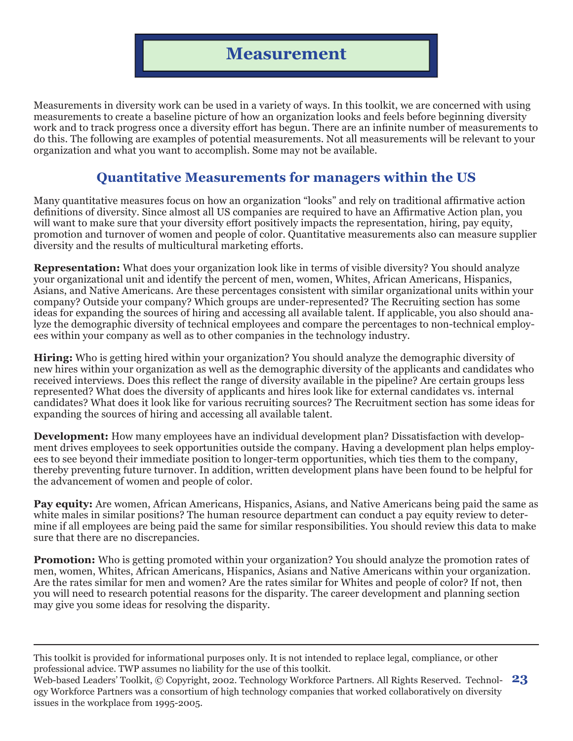# Measurement

Measurements in diversity work can be used in a variety of ways. In this toolkit, we are concerned with using measurements to create a baseline picture of how an organization looks and feels before beginning diversity work and to track progress once a diversity effort has begun. There are an infinite number of measurements to do this. The following are examples of potential measurements. Not all measurements will be relevant to your organization and what you want to accomplish. Some may not be available.

## Quantitative Measurements for managers within the US

Many quantitative measures focus on how an organization "looks" and rely on traditional affirmative action definitions of diversity. Since almost all US companies are required to have an Affirmative Action plan, you will want to make sure that your diversity effort positively impacts the representation, hiring, pay equity, promotion and turnover of women and people of color. Quantitative measurements also can measure supplier diversity and the results of multicultural marketing efforts.

**Representation:** What does your organization look like in terms of visible diversity? You should analyze your organizational unit and identify the percent of men, women, Whites, African Americans, Hispanics, Asians, and Native Americans. Are these percentages consistent with similar organizational units within your company? Outside your company? Which groups are under-represented? The Recruiting section has some ideas for expanding the sources of hiring and accessing all available talent. If applicable, you also should analyze the demographic diversity of technical employees and compare the percentages to non-technical employees within your company as well as to other companies in the technology industry.

**Hiring:** Who is getting hired within your organization? You should analyze the demographic diversity of new hires within your organization as well as the demographic diversity of the applicants and candidates who received interviews. Does this reflect the range of diversity available in the pipeline? Are certain groups less represented? What does the diversity of applicants and hires look like for external candidates vs. internal candidates? What does it look like for various recruiting sources? The Recruitment section has some ideas for expanding the sources of hiring and accessing all available talent.

**Development:** How many employees have an individual development plan? Dissatisfaction with development drives employees to seek opportunities outside the company. Having a development plan helps employees to see beyond their immediate position to longer-term opportunities, which ties them to the company, thereby preventing future turnover. In addition, written development plans have been found to be helpful for the advancement of women and people of color.

**Pay equity:** Are women, African Americans, Hispanics, Asians, and Native Americans being paid the same as white males in similar positions? The human resource department can conduct a pay equity review to determine if all employees are being paid the same for similar responsibilities. You should review this data to make sure that there are no discrepancies.

**Promotion:** Who is getting promoted within your organization? You should analyze the promotion rates of men, women, Whites, African Americans, Hispanics, Asians and Native Americans within your organization. Are the rates similar for men and women? Are the rates similar for Whites and people of color? If not, then you will need to research potential reasons for the disparity. The career development and planning section may give you some ideas for resolving the disparity.

---

This toolkit is provided for informational purposes only. It is not intended to replace legal, compliance, or other professional advice. TWP assumes no liability for the use of this toolkit.

Web-based Leaders' Toolkit, © Copyright, 2002. Technology Workforce Partners. All Rights Reserved. Technology Workforce Partners was a consortium of high technology companies that worked collaboratively on diversity issues in the workplace from 1995-2005.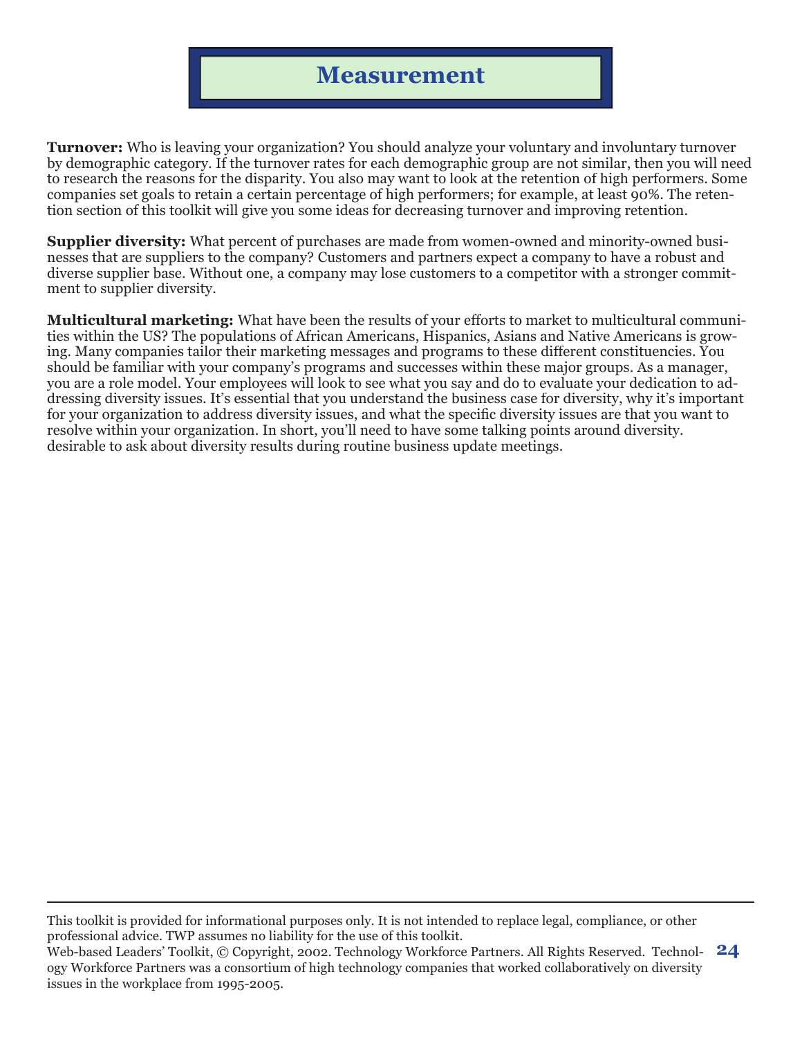# Measurement

**Turnover:** Who is leaving your organization? You should analyze your voluntary and involuntary turnover by demographic category. If the turnover rates for each demographic group are not similar, then you will need to research the reasons for the disparity. You also may want to look at the retention of high performers. Some companies set goals to retain a certain percentage of high performers; for example, at least 90%. The retention section of this toolkit will give you some ideas for decreasing turnover and improving retention.

**Supplier diversity:** What percent of purchases are made from women-owned and minority-owned businesses that are suppliers to the company? Customers and partners expect a company to have a robust and diverse supplier base. Without one, a company may lose customers to a competitor with a stronger commitment to supplier diversity.

**Multicultural marketing:** What have been the results of your efforts to market to multicultural communities within the US? The populations of African Americans, Hispanics, Asians and Native Americans is growing. Many companies tailor their marketing messages and programs to these different constituencies. You should be familiar with your company's programs and successes within these major groups. As a manager, you are a role model. Your employees will look to see what you say and do to evaluate your dedication to addressing diversity issues. It's essential that you understand the business case for diversity, why it's important for your organization to address diversity issues, and what the specific diversity issues are that you want to resolve within your organization. In short, you'll need to have some talking points around diversity. desirable to ask about diversity results during routine business update meetings.

This toolkit is provided for informational purposes only. It is not intended to replace legal, compliance, or other professional advice. TWP assumes no liability for the use of this toolkit.
Web-based Leaders' Toolkit, © Copyright, 2002. Technology Workforce Partners. All Rights Reserved. Technology Workforce Partners was a consortium of high technology companies that worked collaboratively on diversity issues in the workplace from 1995-2005.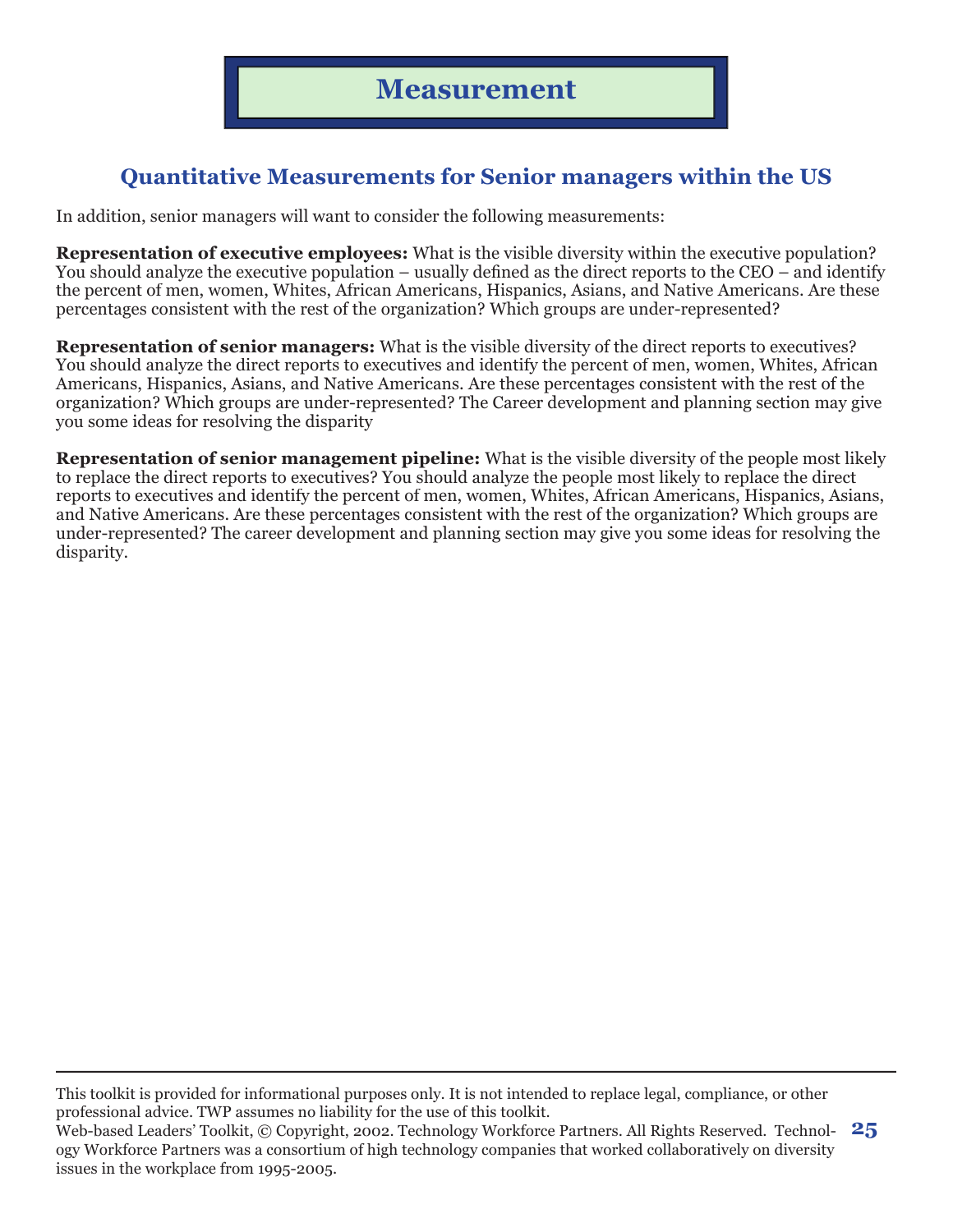# Measurement

## Quantitative Measurements for Senior managers within the US

In addition, senior managers will want to consider the following measurements:

**Representation of executive employees:** What is the visible diversity within the executive population? You should analyze the executive population – usually defined as the direct reports to the CEO – and identify the percent of men, women, Whites, African Americans, Hispanics, Asians, and Native Americans. Are these percentages consistent with the rest of the organization? Which groups are under-represented?

**Representation of senior managers:** What is the visible diversity of the direct reports to executives? You should analyze the direct reports to executives and identify the percent of men, women, Whites, African Americans, Hispanics, Asians, and Native Americans. Are these percentages consistent with the rest of the organization? Which groups are under-represented? The Career development and planning section may give you some ideas for resolving the disparity

**Representation of senior management pipeline:** What is the visible diversity of the people most likely to replace the direct reports to executives? You should analyze the people most likely to replace the direct reports to executives and identify the percent of men, women, Whites, African Americans, Hispanics, Asians, and Native Americans. Are these percentages consistent with the rest of the organization? Which groups are under-represented? The career development and planning section may give you some ideas for resolving the disparity.

This toolkit is provided for informational purposes only. It is not intended to replace legal, compliance, or other professional advice. TWP assumes no liability for the use of this toolkit.

Web-based Leaders' Toolkit, © Copyright, 2002. Technology Workforce Partners. All Rights Reserved. Technology Workforce Partners was a consortium of high technology companies that worked collaboratively on diversity issues in the workplace from 1995-2005.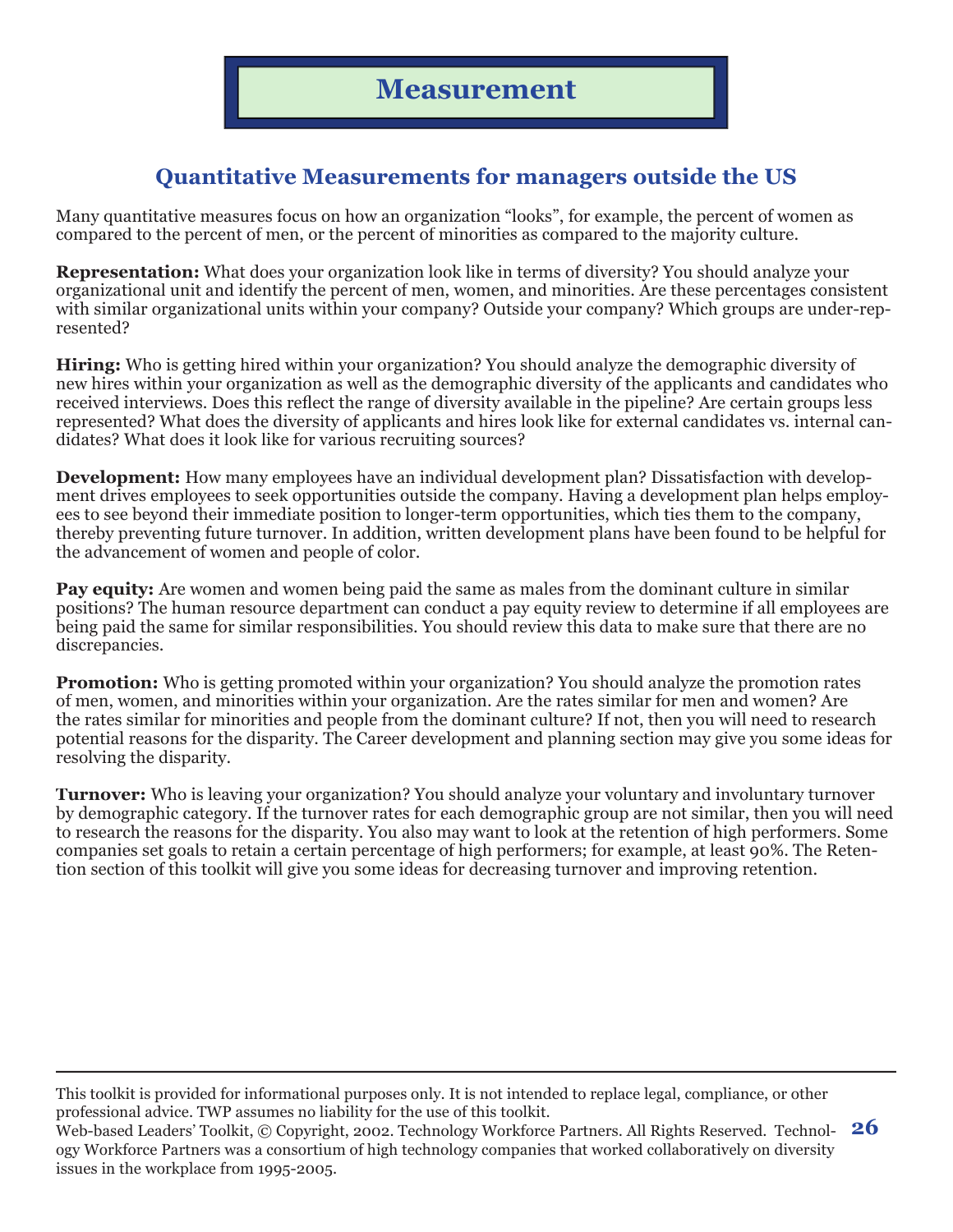# Measurement

## Quantitative Measurements for managers outside the US

Many quantitative measures focus on how an organization "looks", for example, the percent of women as compared to the percent of men, or the percent of minorities as compared to the majority culture.

**Representation:** What does your organization look like in terms of diversity? You should analyze your organizational unit and identify the percent of men, women, and minorities. Are these percentages consistent with similar organizational units within your company? Outside your company? Which groups are under-represented?

**Hiring:** Who is getting hired within your organization? You should analyze the demographic diversity of new hires within your organization as well as the demographic diversity of the applicants and candidates who received interviews. Does this reflect the range of diversity available in the pipeline? Are certain groups less represented? What does the diversity of applicants and hires look like for external candidates vs. internal candidates? What does it look like for various recruiting sources?

**Development:** How many employees have an individual development plan? Dissatisfaction with development drives employees to seek opportunities outside the company. Having a development plan helps employees to see beyond their immediate position to longer-term opportunities, which ties them to the company, thereby preventing future turnover. In addition, written development plans have been found to be helpful for the advancement of women and people of color.

**Pay equity:** Are women and women being paid the same as males from the dominant culture in similar positions? The human resource department can conduct a pay equity review to determine if all employees are being paid the same for similar responsibilities. You should review this data to make sure that there are no discrepancies.

**Promotion:** Who is getting promoted within your organization? You should analyze the promotion rates of men, women, and minorities within your organization. Are the rates similar for men and women? Are the rates similar for minorities and people from the dominant culture? If not, then you will need to research potential reasons for the disparity. The Career development and planning section may give you some ideas for resolving the disparity.

**Turnover:** Who is leaving your organization? You should analyze your voluntary and involuntary turnover by demographic category. If the turnover rates for each demographic group are not similar, then you will need to research the reasons for the disparity. You also may want to look at the retention of high performers. Some companies set goals to retain a certain percentage of high performers; for example, at least 90%. The Retention section of this toolkit will give you some ideas for decreasing turnover and improving retention.

---

This toolkit is provided for informational purposes only. It is not intended to replace legal, compliance, or other professional advice. TWP assumes no liability for the use of this toolkit.
Web-based Leaders' Toolkit, © Copyright, 2002. Technology Workforce Partners. All Rights Reserved. Technology Workforce Partners was a consortium of high technology companies that worked collaboratively on diversity issues in the workplace from 1995-2005.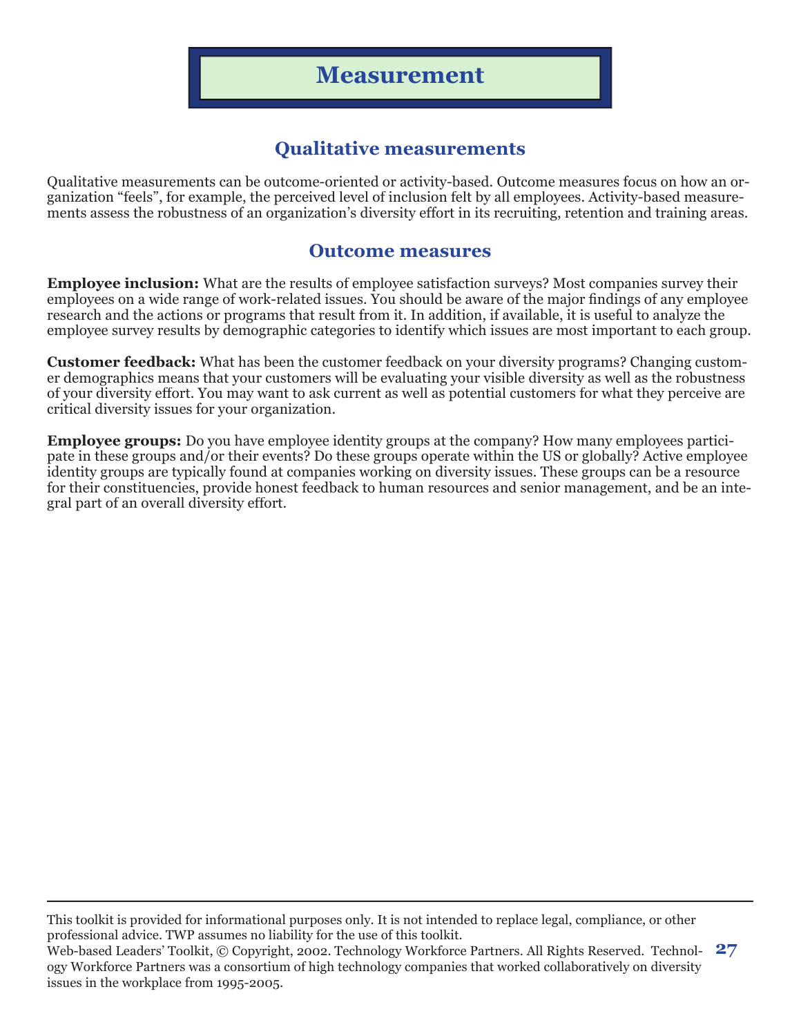# Measurement

## Qualitative measurements

Qualitative measurements can be outcome-oriented or activity-based. Outcome measures focus on how an organization "feels", for example, the perceived level of inclusion felt by all employees. Activity-based measurements assess the robustness of an organization's diversity effort in its recruiting, retention and training areas.

## Outcome measures

**Employee inclusion:** What are the results of employee satisfaction surveys? Most companies survey their employees on a wide range of work-related issues. You should be aware of the major findings of any employee research and the actions or programs that result from it. In addition, if available, it is useful to analyze the employee survey results by demographic categories to identify which issues are most important to each group.

**Customer feedback:** What has been the customer feedback on your diversity programs? Changing customer demographics means that your customers will be evaluating your visible diversity as well as the robustness of your diversity effort. You may want to ask current as well as potential customers for what they perceive are critical diversity issues for your organization.

**Employee groups:** Do you have employee identity groups at the company? How many employees participate in these groups and/or their events? Do these groups operate within the US or globally? Active employee identity groups are typically found at companies working on diversity issues. These groups can be a resource for their constituencies, provide honest feedback to human resources and senior management, and be an integral part of an overall diversity effort.

This toolkit is provided for informational purposes only. It is not intended to replace legal, compliance, or other professional advice. TWP assumes no liability for the use of this toolkit.
Web-based Leaders' Toolkit, © Copyright, 2002. Technology Workforce Partners. All Rights Reserved. Technology Workforce Partners was a consortium of high technology companies that worked collaboratively on diversity issues in the workplace from 1995-2005.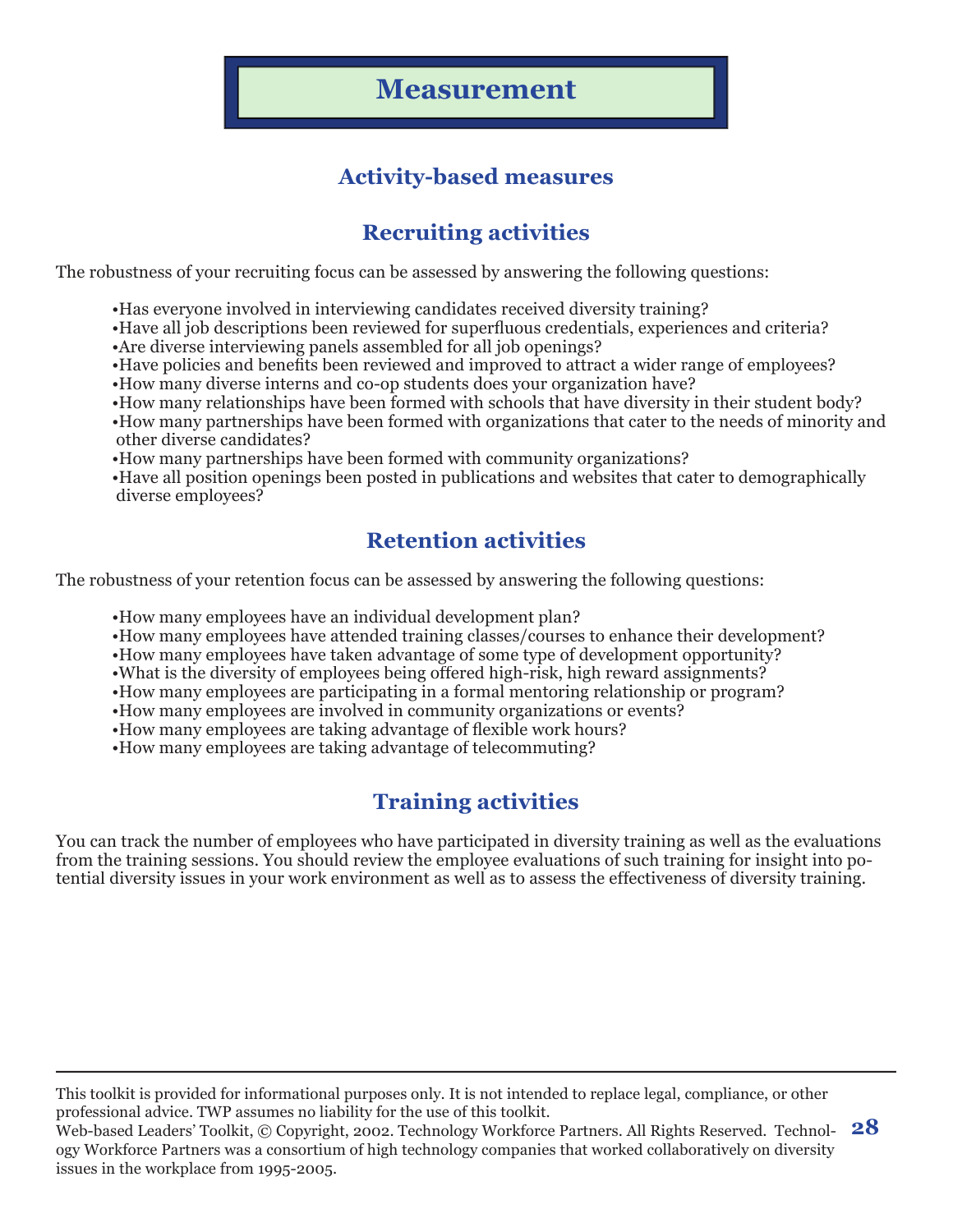# Measurement

## Activity-based measures

### Recruiting activities

The robustness of your recruiting focus can be assessed by answering the following questions:

- Has everyone involved in interviewing candidates received diversity training?
- Have all job descriptions been reviewed for superfluous credentials, experiences and criteria?
- Are diverse interviewing panels assembled for all job openings?
- Have policies and benefits been reviewed and improved to attract a wider range of employees?
- How many diverse interns and co-op students does your organization have?
- How many relationships have been formed with schools that have diversity in their student body?
- How many partnerships have been formed with organizations that cater to the needs of minority and other diverse candidates?
- How many partnerships have been formed with community organizations?
- Have all position openings been posted in publications and websites that cater to demographically diverse employees?

### Retention activities

The robustness of your retention focus can be assessed by answering the following questions:

- How many employees have an individual development plan?
- How many employees have attended training classes/courses to enhance their development?
- How many employees have taken advantage of some type of development opportunity?
- What is the diversity of employees being offered high-risk, high reward assignments?
- How many employees are participating in a formal mentoring relationship or program?
- How many employees are involved in community organizations or events?
- How many employees are taking advantage of flexible work hours?
- How many employees are taking advantage of telecommuting?

### Training activities

You can track the number of employees who have participated in diversity training as well as the evaluations from the training sessions. You should review the employee evaluations of such training for insight into potential diversity issues in your work environment as well as to assess the effectiveness of diversity training.

This toolkit is provided for informational purposes only. It is not intended to replace legal, compliance, or other professional advice. TWP assumes no liability for the use of this toolkit.
Web-based Leaders' Toolkit, © Copyright, 2002. Technology Workforce Partners. All Rights Reserved. Technology Workforce Partners was a consortium of high technology companies that worked collaboratively on diversity issues in the workplace from 1995-2005.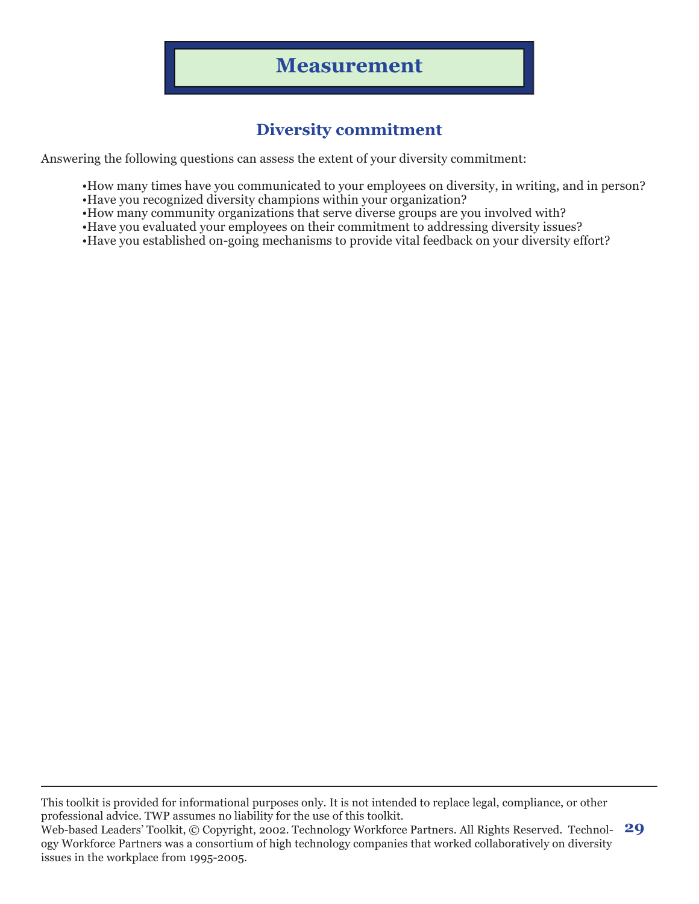# Measurement

## Diversity commitment

Answering the following questions can assess the extent of your diversity commitment:

- How many times have you communicated to your employees on diversity, in writing, and in person?
- Have you recognized diversity champions within your organization?
- How many community organizations that serve diverse groups are you involved with?
- Have you evaluated your employees on their commitment to addressing diversity issues?
- Have you established on-going mechanisms to provide vital feedback on your diversity effort?

This toolkit is provided for informational purposes only. It is not intended to replace legal, compliance, or other professional advice. TWP assumes no liability for the use of this toolkit.
Web-based Leaders' Toolkit, © Copyright, 2002. Technology Workforce Partners. All Rights Reserved. Technology Workforce Partners was a consortium of high technology companies that worked collaboratively on diversity issues in the workplace from 1995-2005.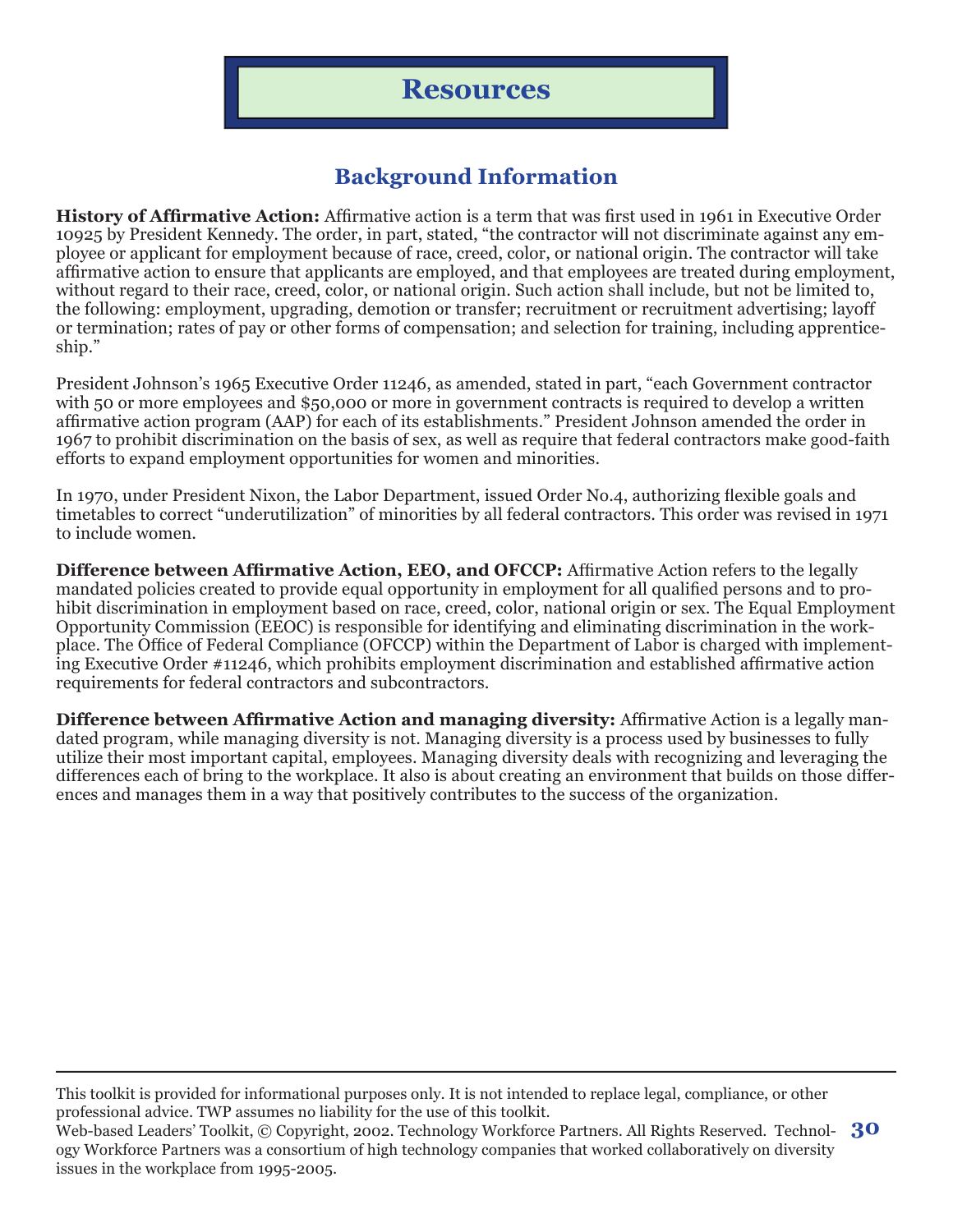# Resources

## Background Information

**History of Affirmative Action:** Affirmative action is a term that was first used in 1961 in Executive Order 10925 by President Kennedy. The order, in part, stated, "the contractor will not discriminate against any employee or applicant for employment because of race, creed, color, or national origin. The contractor will take affirmative action to ensure that applicants are employed, and that employees are treated during employment, without regard to their race, creed, color, or national origin. Such action shall include, but not be limited to, the following: employment, upgrading, demotion or transfer; recruitment or recruitment advertising; layoff or termination; rates of pay or other forms of compensation; and selection for training, including apprenticeship."

President Johnson's 1965 Executive Order 11246, as amended, stated in part, "each Government contractor with 50 or more employees and $50,000 or more in government contracts is required to develop a written affirmative action program (AAP) for each of its establishments." President Johnson amended the order in 1967 to prohibit discrimination on the basis of sex, as well as require that federal contractors make good-faith efforts to expand employment opportunities for women and minorities.

In 1970, under President Nixon, the Labor Department, issued Order No.4, authorizing flexible goals and timetables to correct "underutilization" of minorities by all federal contractors. This order was revised in 1971 to include women.

**Difference between Affirmative Action, EEO, and OFCCP:** Affirmative Action refers to the legally mandated policies created to provide equal opportunity in employment for all qualified persons and to prohibit discrimination in employment based on race, creed, color, national origin or sex. The Equal Employment Opportunity Commission (EEOC) is responsible for identifying and eliminating discrimination in the workplace. The Office of Federal Compliance (OFCCP) within the Department of Labor is charged with implementing Executive Order #11246, which prohibits employment discrimination and established affirmative action requirements for federal contractors and subcontractors.

**Difference between Affirmative Action and managing diversity:** Affirmative Action is a legally mandated program, while managing diversity is not. Managing diversity is a process used by businesses to fully utilize their most important capital, employees. Managing diversity deals with recognizing and leveraging the differences each of bring to the workplace. It also is about creating an environment that builds on those differences and manages them in a way that positively contributes to the success of the organization.

This toolkit is provided for informational purposes only. It is not intended to replace legal, compliance, or other professional advice. TWP assumes no liability for the use of this toolkit.

Web-based Leaders' Toolkit, © Copyright, 2002. Technology Workforce Partners. All Rights Reserved. Technology Workforce Partners was a consortium of high technology companies that worked collaboratively on diversity issues in the workplace from 1995-2005.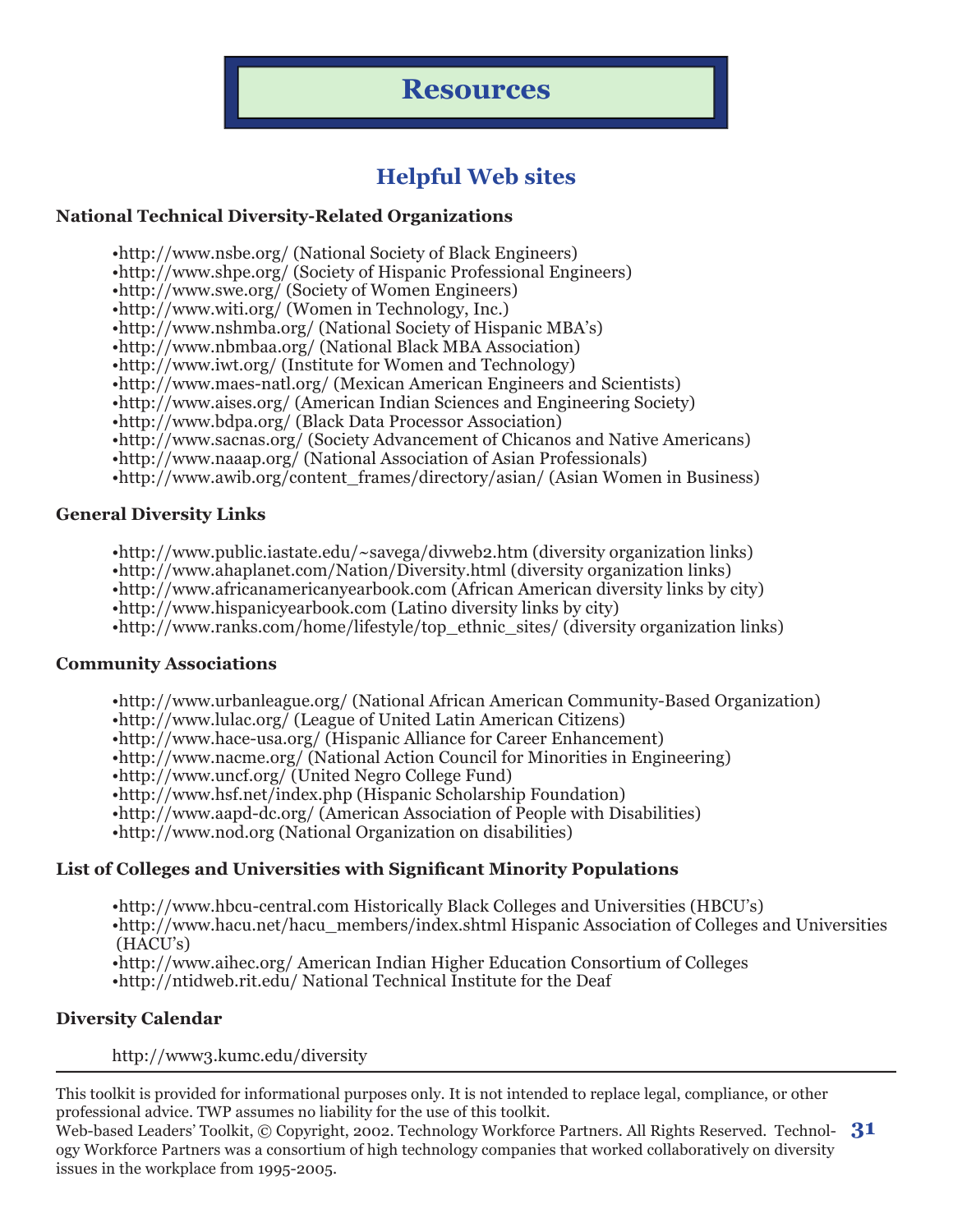# Resources

## Helpful Web sites

### National Technical Diversity-Related Organizations

- •http://www.nsbe.org/ (National Society of Black Engineers)
- •http://www.shpe.org/ (Society of Hispanic Professional Engineers)
- •http://www.swe.org/ (Society of Women Engineers)
- •http://www.witi.org/ (Women in Technology, Inc.)
- •http://www.nshmba.org/ (National Society of Hispanic MBA's)
- •http://www.nbmbaa.org/ (National Black MBA Association)
- •http://www.iwt.org/ (Institute for Women and Technology)
- •http://www.maes-natl.org/ (Mexican American Engineers and Scientists)
- •http://www.aises.org/ (American Indian Sciences and Engineering Society)
- •http://www.bdpa.org/ (Black Data Processor Association)
- •http://www.sacnas.org/ (Society Advancement of Chicanos and Native Americans)
- •http://www.naaap.org/ (National Association of Asian Professionals)
- •http://www.awib.org/content_frames/directory/asian/ (Asian Women in Business)

### General Diversity Links

- •http://www.public.iastate.edu/~savega/divweb2.htm (diversity organization links)
- •http://www.ahaplanet.com/Nation/Diversity.html (diversity organization links)
- •http://www.africanamericanyearbook.com (African American diversity links by city)
- •http://www.hispanicyearbook.com (Latino diversity links by city)
- •http://www.ranks.com/home/lifestyle/top_ethnic_sites/ (diversity organization links)

### Community Associations

- •http://www.urbanleague.org/ (National African American Community-Based Organization)
- •http://www.lulac.org/ (League of United Latin American Citizens)
- •http://www.hace-usa.org/ (Hispanic Alliance for Career Enhancement)
- •http://www.nacme.org/ (National Action Council for Minorities in Engineering)
- •http://www.uncf.org/ (United Negro College Fund)
- •http://www.hsf.net/index.php (Hispanic Scholarship Foundation)
- •http://www.aapd-dc.org/ (American Association of People with Disabilities)
- •http://www.nod.org (National Organization on disabilities)

### List of Colleges and Universities with Significant Minority Populations

- •http://www.hbcu-central.com Historically Black Colleges and Universities (HBCU's)
- •http://www.hacu.net/hacu_members/index.shtml Hispanic Association of Colleges and Universities (HACU's)
- •http://www.aihec.org/ American Indian Higher Education Consortium of Colleges
- •http://ntidweb.rit.edu/ National Technical Institute for the Deaf

### Diversity Calendar

http://www3.kumc.edu/diversity

---

This toolkit is provided for informational purposes only. It is not intended to replace legal, compliance, or other professional advice. TWP assumes no liability for the use of this toolkit.

Web-based Leaders' Toolkit, © Copyright, 2002. Technology Workforce Partners. All Rights Reserved. Technology Workforce Partners was a consortium of high technology companies that worked collaboratively on diversity issues in the workplace from 1995-2005.